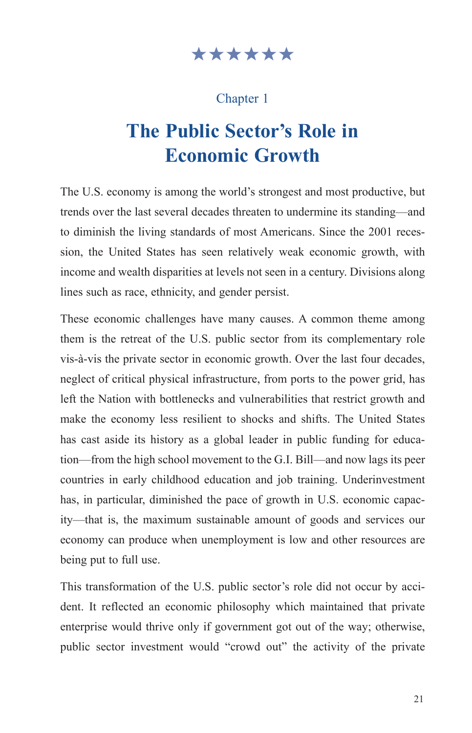★★★★★★

Chapter 1

# The Public Sector's Role in Economic Growth

The U.S. economy is among the world's strongest and most productive, but trends over the last several decades threaten to undermine its standing—and to diminish the living standards of most Americans. Since the 2001 recession, the United States has seen relatively weak economic growth, with income and wealth disparities at levels not seen in a century. Divisions along lines such as race, ethnicity, and gender persist.

These economic challenges have many causes. A common theme among them is the retreat of the U.S. public sector from its complementary role vis-à-vis the private sector in economic growth. Over the last four decades, neglect of critical physical infrastructure, from ports to the power grid, has left the Nation with bottlenecks and vulnerabilities that restrict growth and make the economy less resilient to shocks and shifts. The United States has cast aside its history as a global leader in public funding for education—from the high school movement to the G.I. Bill—and now lags its peer countries in early childhood education and job training. Underinvestment has, in particular, diminished the pace of growth in U.S. economic capacity—that is, the maximum sustainable amount of goods and services our economy can produce when unemployment is low and other resources are being put to full use.

This transformation of the U.S. public sector's role did not occur by accident. It reflected an economic philosophy which maintained that private enterprise would thrive only if government got out of the way; otherwise, public sector investment would "crowd out" the activity of the private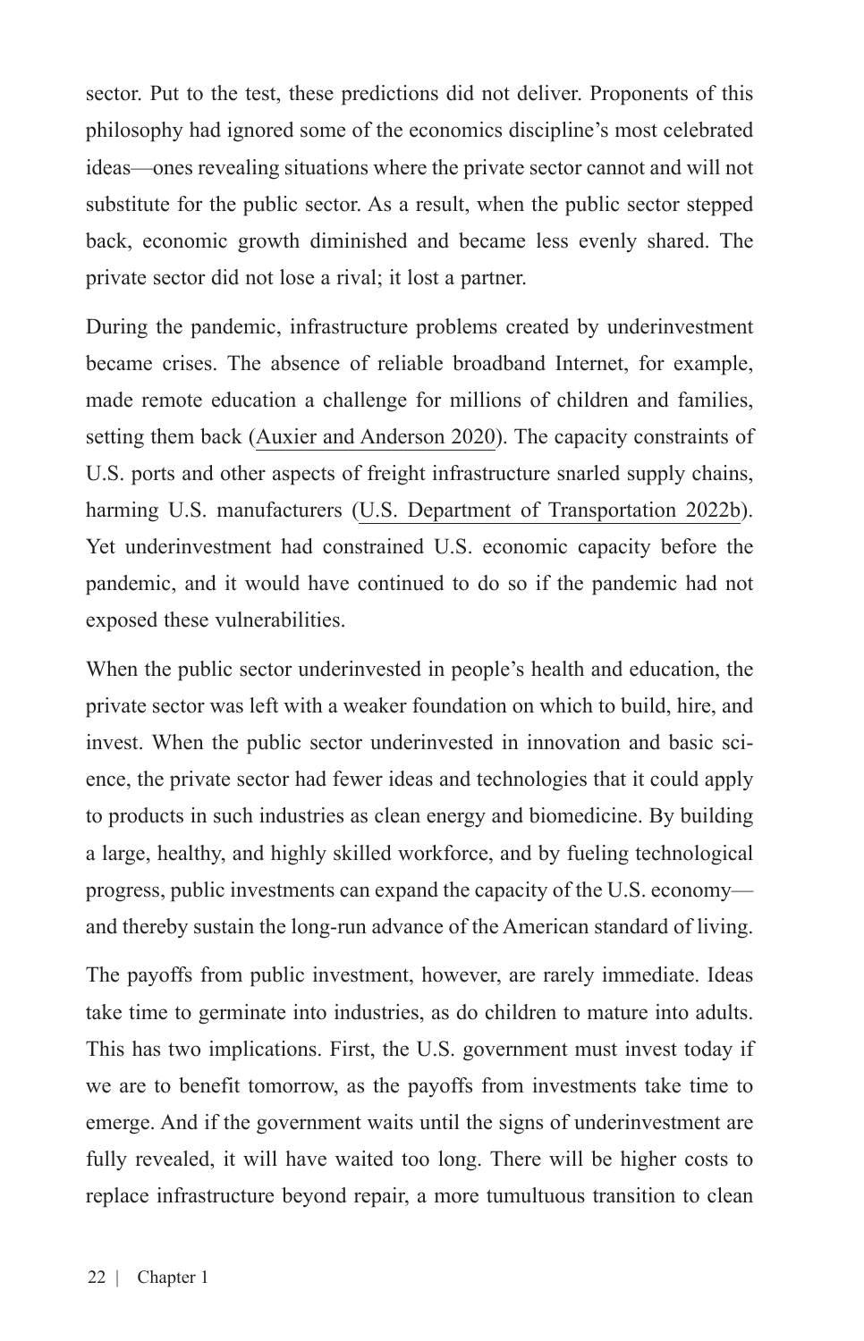sector. Put to the test, these predictions did not deliver. Proponents of this philosophy had ignored some of the economics discipline's most celebrated ideas—ones revealing situations where the private sector cannot and will not substitute for the public sector. As a result, when the public sector stepped back, economic growth diminished and became less evenly shared. The private sector did not lose a rival; it lost a partner.

During the pandemic, infrastructure problems created by underinvestment became crises. The absence of reliable broadband Internet, for example, made remote education a challenge for millions of children and families, setting them back (Auxier and Anderson 2020). The capacity constraints of U.S. ports and other aspects of freight infrastructure snarled supply chains, harming U.S. manufacturers (U.S. Department of Transportation 2022b). Yet underinvestment had constrained U.S. economic capacity before the pandemic, and it would have continued to do so if the pandemic had not exposed these vulnerabilities.

When the public sector underinvested in people's health and education, the private sector was left with a weaker foundation on which to build, hire, and invest. When the public sector underinvested in innovation and basic science, the private sector had fewer ideas and technologies that it could apply to products in such industries as clean energy and biomedicine. By building a large, healthy, and highly skilled workforce, and by fueling technological progress, public investments can expand the capacity of the U.S. economy—and thereby sustain the long-run advance of the American standard of living.

The payoffs from public investment, however, are rarely immediate. Ideas take time to germinate into industries, as do children to mature into adults. This has two implications. First, the U.S. government must invest today if we are to benefit tomorrow, as the payoffs from investments take time to emerge. And if the government waits until the signs of underinvestment are fully revealed, it will have waited too long. There will be higher costs to replace infrastructure beyond repair, a more tumultuous transition to clean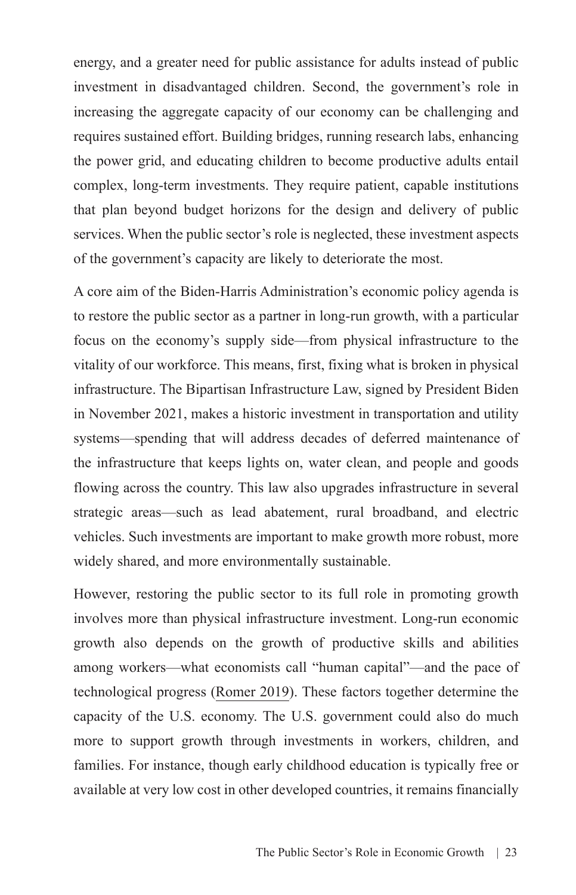energy, and a greater need for public assistance for adults instead of public investment in disadvantaged children. Second, the government's role in increasing the aggregate capacity of our economy can be challenging and requires sustained effort. Building bridges, running research labs, enhancing the power grid, and educating children to become productive adults entail complex, long-term investments. They require patient, capable institutions that plan beyond budget horizons for the design and delivery of public services. When the public sector's role is neglected, these investment aspects of the government's capacity are likely to deteriorate the most.

A core aim of the Biden-Harris Administration's economic policy agenda is to restore the public sector as a partner in long-run growth, with a particular focus on the economy's supply side—from physical infrastructure to the vitality of our workforce. This means, first, fixing what is broken in physical infrastructure. The Bipartisan Infrastructure Law, signed by President Biden in November 2021, makes a historic investment in transportation and utility systems—spending that will address decades of deferred maintenance of the infrastructure that keeps lights on, water clean, and people and goods flowing across the country. This law also upgrades infrastructure in several strategic areas—such as lead abatement, rural broadband, and electric vehicles. Such investments are important to make growth more robust, more widely shared, and more environmentally sustainable.

However, restoring the public sector to its full role in promoting growth involves more than physical infrastructure investment. Long-run economic growth also depends on the growth of productive skills and abilities among workers—what economists call "human capital"—and the pace of technological progress (Romer 2019). These factors together determine the capacity of the U.S. economy. The U.S. government could also do much more to support growth through investments in workers, children, and families. For instance, though early childhood education is typically free or available at very low cost in other developed countries, it remains financially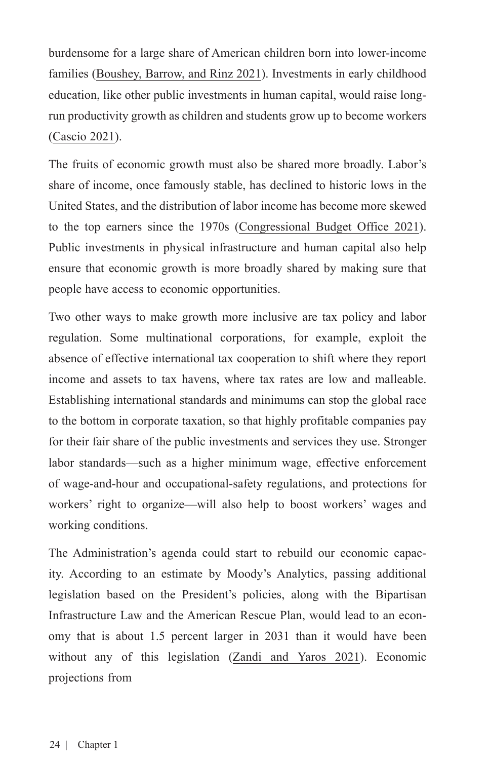burdensome for a large share of American children born into lower-income families (Boushey, Barrow, and Rinz 2021). Investments in early childhood education, like other public investments in human capital, would raise long-run productivity growth as children and students grow up to become workers (Cascio 2021).

The fruits of economic growth must also be shared more broadly. Labor's share of income, once famously stable, has declined to historic lows in the United States, and the distribution of labor income has become more skewed to the top earners since the 1970s (Congressional Budget Office 2021). Public investments in physical infrastructure and human capital also help ensure that economic growth is more broadly shared by making sure that people have access to economic opportunities.

Two other ways to make growth more inclusive are tax policy and labor regulation. Some multinational corporations, for example, exploit the absence of effective international tax cooperation to shift where they report income and assets to tax havens, where tax rates are low and malleable. Establishing international standards and minimums can stop the global race to the bottom in corporate taxation, so that highly profitable companies pay for their fair share of the public investments and services they use. Stronger labor standards—such as a higher minimum wage, effective enforcement of wage-and-hour and occupational-safety regulations, and protections for workers' right to organize—will also help to boost workers' wages and working conditions.

The Administration's agenda could start to rebuild our economic capacity. According to an estimate by Moody's Analytics, passing additional legislation based on the President's policies, along with the Bipartisan Infrastructure Law and the American Rescue Plan, would lead to an economy that is about 1.5 percent larger in 2031 than it would have been without any of this legislation (Zandi and Yaros 2021). Economic projections from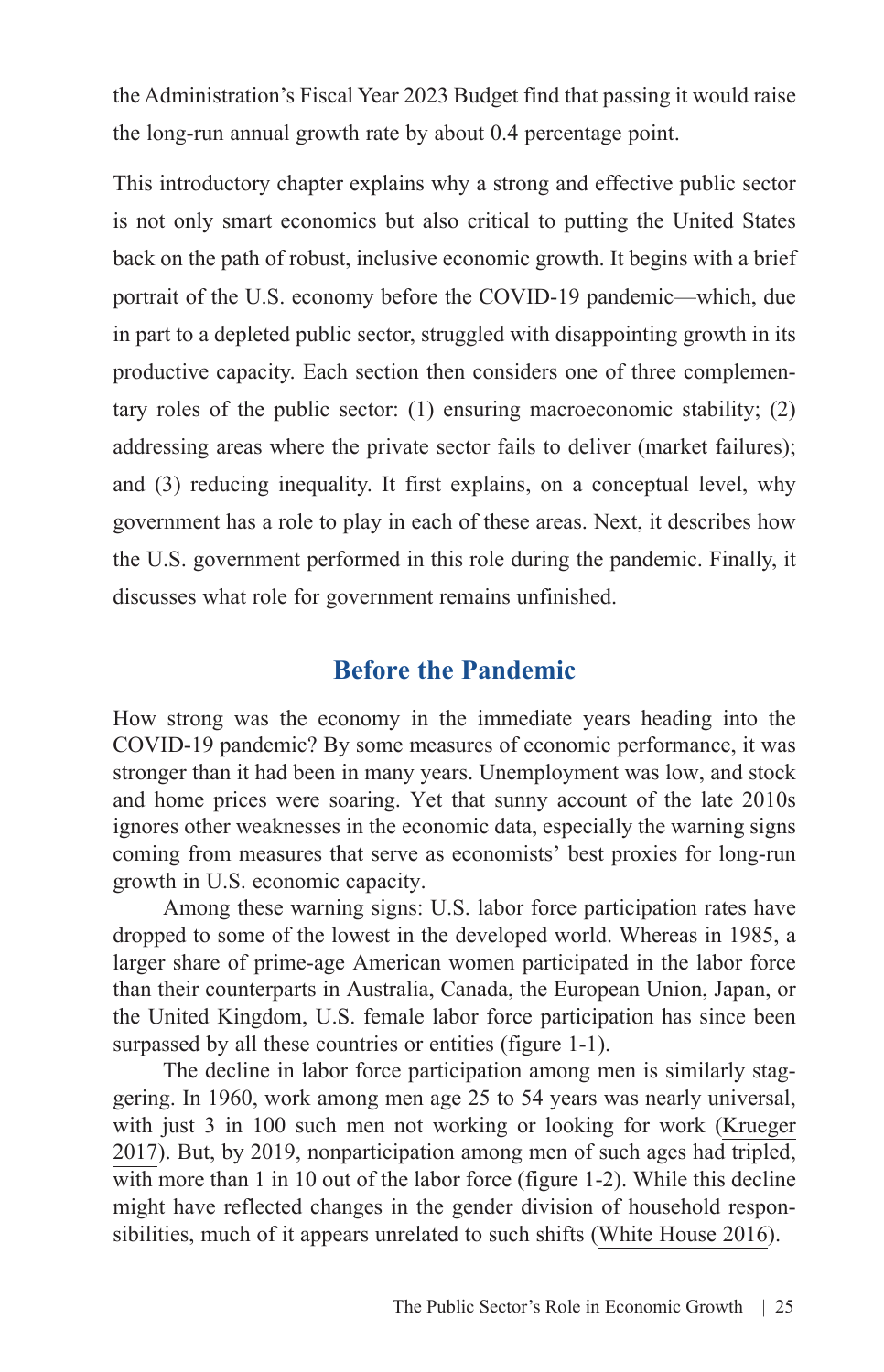the Administration's Fiscal Year 2023 Budget find that passing it would raise the long-run annual growth rate by about 0.4 percentage point.

This introductory chapter explains why a strong and effective public sector is not only smart economics but also critical to putting the United States back on the path of robust, inclusive economic growth. It begins with a brief portrait of the U.S. economy before the COVID-19 pandemic—which, due in part to a depleted public sector, struggled with disappointing growth in its productive capacity. Each section then considers one of three complementary roles of the public sector: (1) ensuring macroeconomic stability; (2) addressing areas where the private sector fails to deliver (market failures); and (3) reducing inequality. It first explains, on a conceptual level, why government has a role to play in each of these areas. Next, it describes how the U.S. government performed in this role during the pandemic. Finally, it discusses what role for government remains unfinished.

## Before the Pandemic

How strong was the economy in the immediate years heading into the COVID-19 pandemic? By some measures of economic performance, it was stronger than it had been in many years. Unemployment was low, and stock and home prices were soaring. Yet that sunny account of the late 2010s ignores other weaknesses in the economic data, especially the warning signs coming from measures that serve as economists' best proxies for long-run growth in U.S. economic capacity.

Among these warning signs: U.S. labor force participation rates have dropped to some of the lowest in the developed world. Whereas in 1985, a larger share of prime-age American women participated in the labor force than their counterparts in Australia, Canada, the European Union, Japan, or the United Kingdom, U.S. female labor force participation has since been surpassed by all these countries or entities (figure 1-1).

The decline in labor force participation among men is similarly staggering. In 1960, work among men age 25 to 54 years was nearly universal, with just 3 in 100 such men not working or looking for work (Krueger 2017). But, by 2019, nonparticipation among men of such ages had tripled, with more than 1 in 10 out of the labor force (figure 1-2). While this decline might have reflected changes in the gender division of household responsibilities, much of it appears unrelated to such shifts (White House 2016).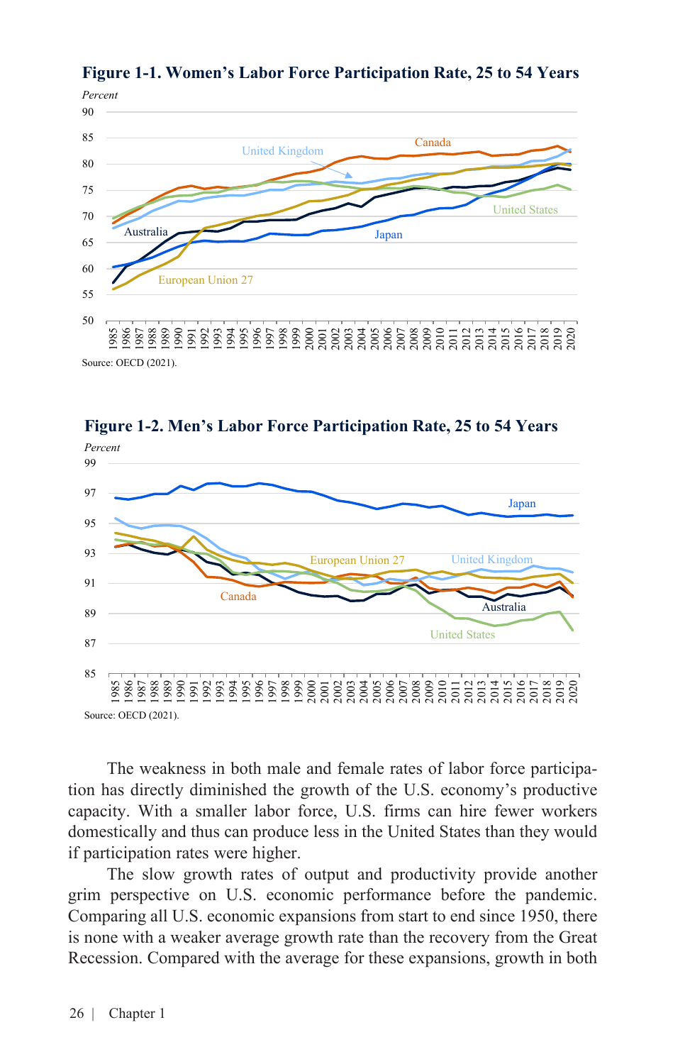**Figure 1-1. Women's Labor Force Participation Rate, 25 to 54 Years**

Source: OECD (2021).

**Figure 1-2. Men's Labor Force Participation Rate, 25 to 54 Years**

Source: OECD (2021).

The weakness in both male and female rates of labor force participation has directly diminished the growth of the U.S. economy's productive capacity. With a smaller labor force, U.S. firms can hire fewer workers domestically and thus can produce less in the United States than they would if participation rates were higher.

The slow growth rates of output and productivity provide another grim perspective on U.S. economic performance before the pandemic. Comparing all U.S. economic expansions from start to end since 1950, there is none with a weaker average growth rate than the recovery from the Great Recession. Compared with the average for these expansions, growth in both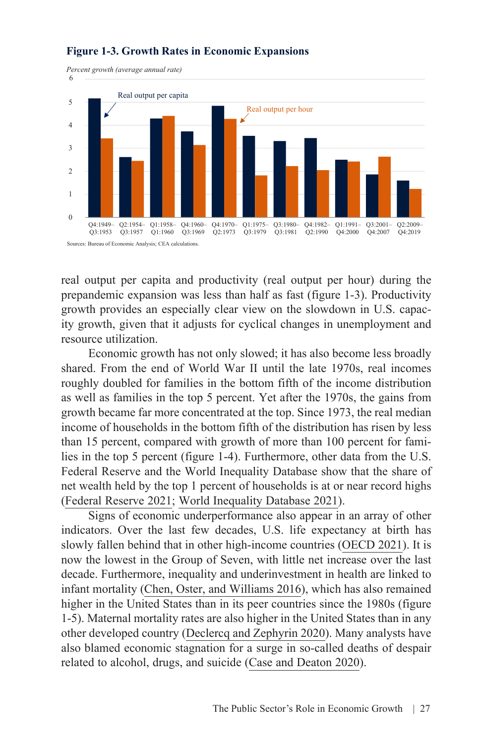**Figure 1-3. Growth Rates in Economic Expansions**

Sources: Bureau of Economic Analysis; CEA calculations.

real output per capita and productivity (real output per hour) during the prepandemic expansion was less than half as fast (figure 1-3). Productivity growth provides an especially clear view on the slowdown in U.S. capacity growth, given that it adjusts for cyclical changes in unemployment and resource utilization.

Economic growth has not only slowed; it has also become less broadly shared. From the end of World War II until the late 1970s, real incomes roughly doubled for families in the bottom fifth of the income distribution as well as families in the top 5 percent. Yet after the 1970s, the gains from growth became far more concentrated at the top. Since 1973, the real median income of households in the bottom fifth of the distribution has risen by less than 15 percent, compared with growth of more than 100 percent for families in the top 5 percent (figure 1-4). Furthermore, other data from the U.S. Federal Reserve and the World Inequality Database show that the share of net wealth held by the top 1 percent of households is at or near record highs (Federal Reserve 2021; World Inequality Database 2021).

Signs of economic underperformance also appear in an array of other indicators. Over the last few decades, U.S. life expectancy at birth has slowly fallen behind that in other high-income countries (OECD 2021). It is now the lowest in the Group of Seven, with little net increase over the last decade. Furthermore, inequality and underinvestment in health are linked to infant mortality (Chen, Oster, and Williams 2016), which has also remained higher in the United States than in its peer countries since the 1980s (figure 1-5). Maternal mortality rates are also higher in the United States than in any other developed country (Declercq and Zephyrin 2020). Many analysts have also blamed economic stagnation for a surge in so-called deaths of despair related to alcohol, drugs, and suicide (Case and Deaton 2020).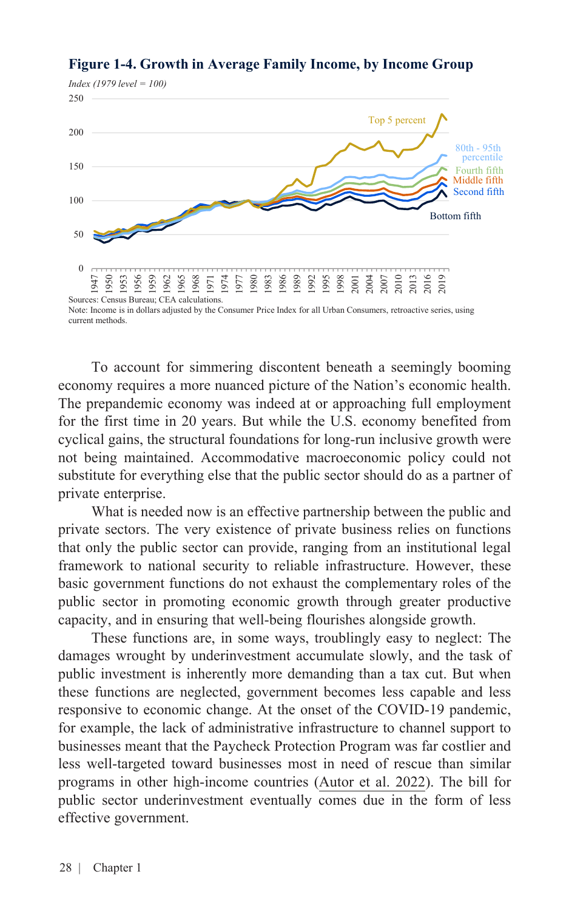**Figure 1-4. Growth in Average Family Income, by Income Group**

*Index (1979 level = 100)*

Sources: Census Bureau; CEA calculations.
Note: Income is in dollars adjusted by the Consumer Price Index for all Urban Consumers, retroactive series, using current methods.

To account for simmering discontent beneath a seemingly booming economy requires a more nuanced picture of the Nation's economic health. The prepandemic economy was indeed at or approaching full employment for the first time in 20 years. But while the U.S. economy benefited from cyclical gains, the structural foundations for long-run inclusive growth were not being maintained. Accommodative macroeconomic policy could not substitute for everything else that the public sector should do as a partner of private enterprise.

What is needed now is an effective partnership between the public and private sectors. The very existence of private business relies on functions that only the public sector can provide, ranging from an institutional legal framework to national security to reliable infrastructure. However, these basic government functions do not exhaust the complementary roles of the public sector in promoting economic growth through greater productive capacity, and in ensuring that well-being flourishes alongside growth.

These functions are, in some ways, troublingly easy to neglect: The damages wrought by underinvestment accumulate slowly, and the task of public investment is inherently more demanding than a tax cut. But when these functions are neglected, government becomes less capable and less responsive to economic change. At the onset of the COVID-19 pandemic, for example, the lack of administrative infrastructure to channel support to businesses meant that the Paycheck Protection Program was far costlier and less well-targeted toward businesses most in need of rescue than similar programs in other high-income countries (Autor et al. 2022). The bill for public sector underinvestment eventually comes due in the form of less effective government.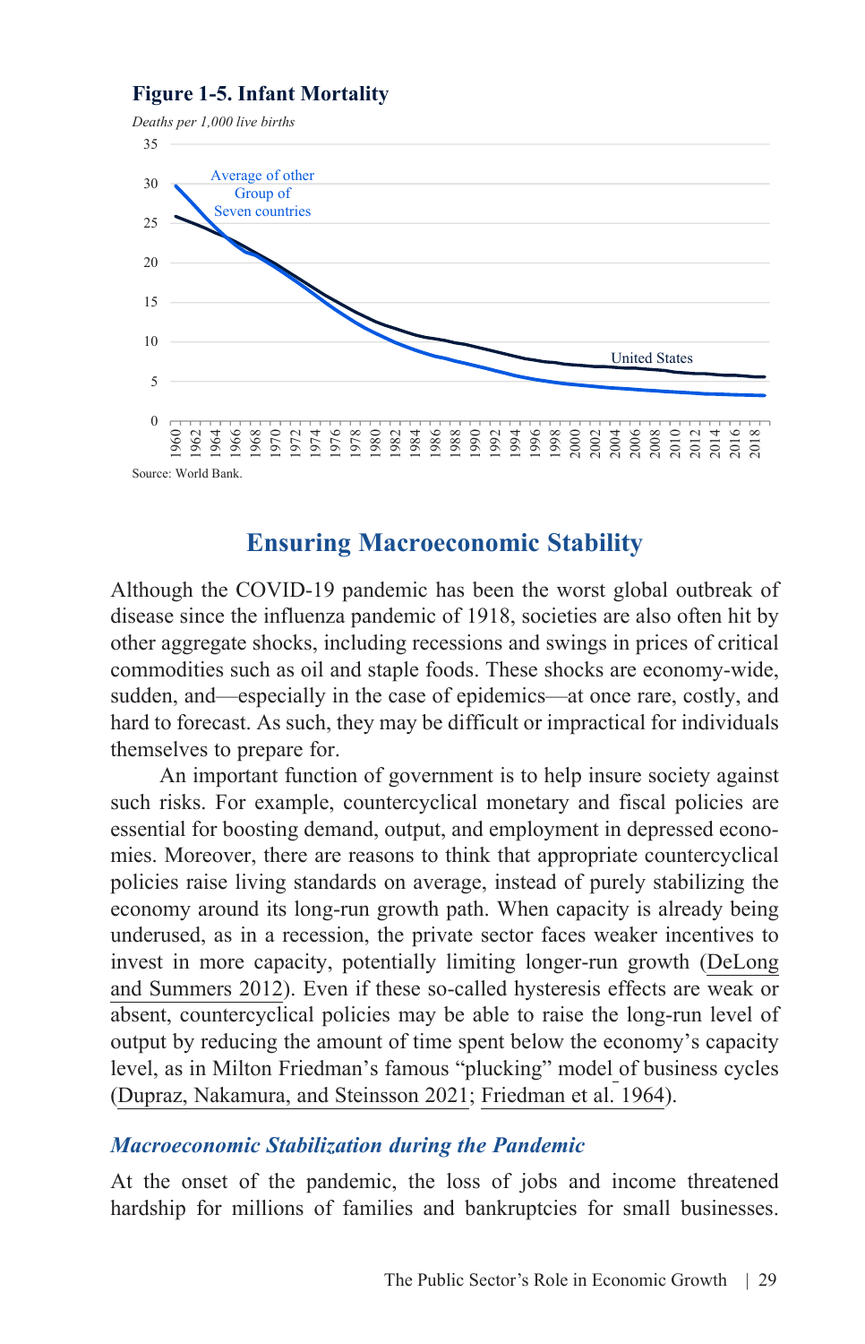**Figure 1-5. Infant Mortality**

*Deaths per 1,000 live births*

Source: World Bank.

## Ensuring Macroeconomic Stability

Although the COVID-19 pandemic has been the worst global outbreak of disease since the influenza pandemic of 1918, societies are also often hit by other aggregate shocks, including recessions and swings in prices of critical commodities such as oil and staple foods. These shocks are economy-wide, sudden, and—especially in the case of epidemics—at once rare, costly, and hard to forecast. As such, they may be difficult or impractical for individuals themselves to prepare for.

An important function of government is to help insure society against such risks. For example, countercyclical monetary and fiscal policies are essential for boosting demand, output, and employment in depressed economies. Moreover, there are reasons to think that appropriate countercyclical policies raise living standards on average, instead of purely stabilizing the economy around its long-run growth path. When capacity is already being underused, as in a recession, the private sector faces weaker incentives to invest in more capacity, potentially limiting longer-run growth (DeLong and Summers 2012). Even if these so-called hysteresis effects are weak or absent, countercyclical policies may be able to raise the long-run level of output by reducing the amount of time spent below the economy's capacity level, as in Milton Friedman's famous "plucking" model of business cycles (Dupraz, Nakamura, and Steinsson 2021; Friedman et al. 1964).

### *Macroeconomic Stabilization during the Pandemic*

At the onset of the pandemic, the loss of jobs and income threatened hardship for millions of families and bankruptcies for small businesses.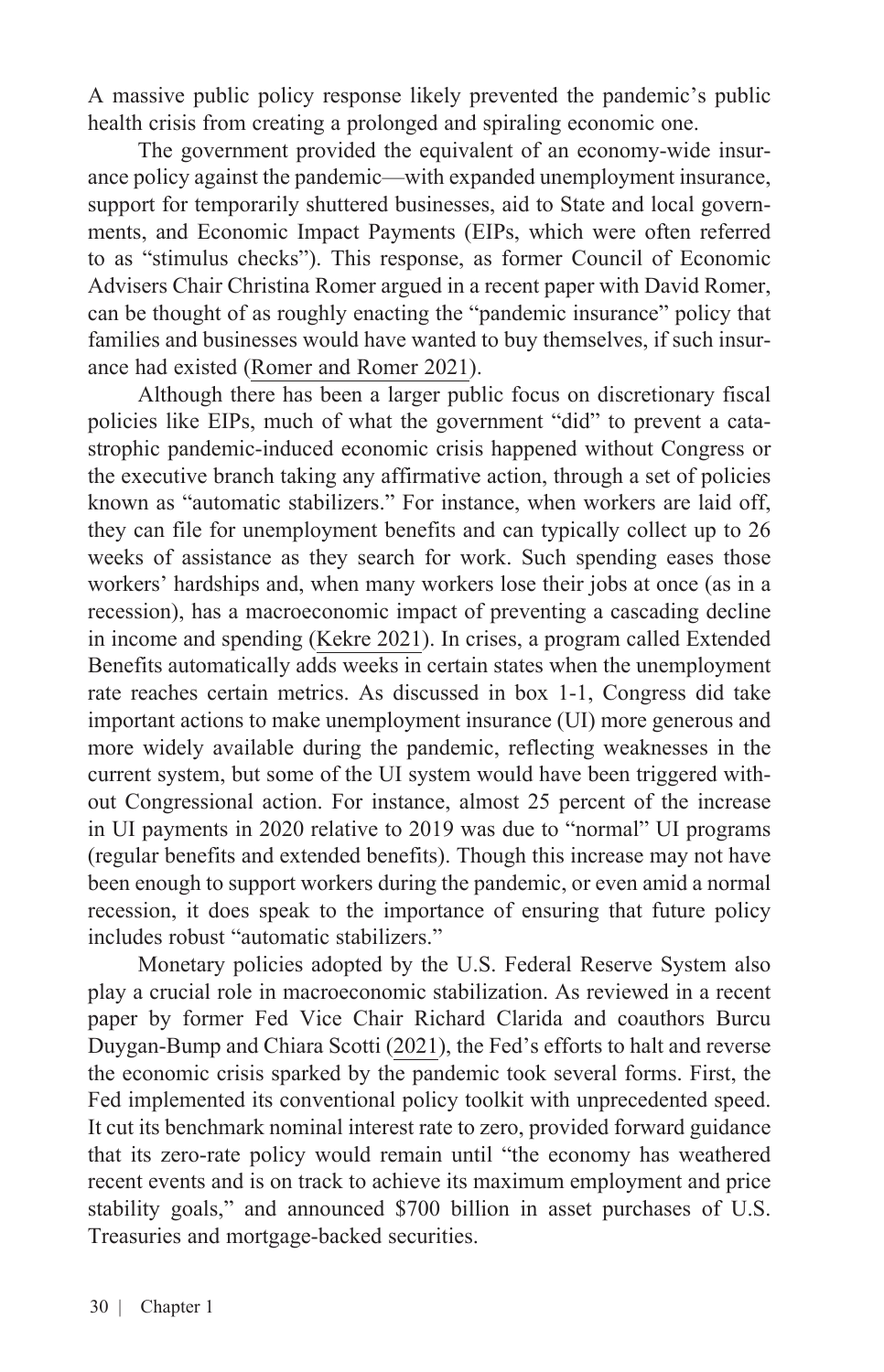A massive public policy response likely prevented the pandemic's public health crisis from creating a prolonged and spiraling economic one.

The government provided the equivalent of an economy-wide insurance policy against the pandemic—with expanded unemployment insurance, support for temporarily shuttered businesses, aid to State and local governments, and Economic Impact Payments (EIPs, which were often referred to as "stimulus checks"). This response, as former Council of Economic Advisers Chair Christina Romer argued in a recent paper with David Romer, can be thought of as roughly enacting the "pandemic insurance" policy that families and businesses would have wanted to buy themselves, if such insurance had existed (Romer and Romer 2021).

Although there has been a larger public focus on discretionary fiscal policies like EIPs, much of what the government "did" to prevent a catastrophic pandemic-induced economic crisis happened without Congress or the executive branch taking any affirmative action, through a set of policies known as "automatic stabilizers." For instance, when workers are laid off, they can file for unemployment benefits and can typically collect up to 26 weeks of assistance as they search for work. Such spending eases those workers' hardships and, when many workers lose their jobs at once (as in a recession), has a macroeconomic impact of preventing a cascading decline in income and spending (Kekre 2021). In crises, a program called Extended Benefits automatically adds weeks in certain states when the unemployment rate reaches certain metrics. As discussed in box 1-1, Congress did take important actions to make unemployment insurance (UI) more generous and more widely available during the pandemic, reflecting weaknesses in the current system, but some of the UI system would have been triggered without Congressional action. For instance, almost 25 percent of the increase in UI payments in 2020 relative to 2019 was due to "normal" UI programs (regular benefits and extended benefits). Though this increase may not have been enough to support workers during the pandemic, or even amid a normal recession, it does speak to the importance of ensuring that future policy includes robust "automatic stabilizers."

Monetary policies adopted by the U.S. Federal Reserve System also play a crucial role in macroeconomic stabilization. As reviewed in a recent paper by former Fed Vice Chair Richard Clarida and coauthors Burcu Duygan-Bump and Chiara Scotti (2021), the Fed's efforts to halt and reverse the economic crisis sparked by the pandemic took several forms. First, the Fed implemented its conventional policy toolkit with unprecedented speed. It cut its benchmark nominal interest rate to zero, provided forward guidance that its zero-rate policy would remain until "the economy has weathered recent events and is on track to achieve its maximum employment and price stability goals," and announced $700 billion in asset purchases of U.S. Treasuries and mortgage-backed securities.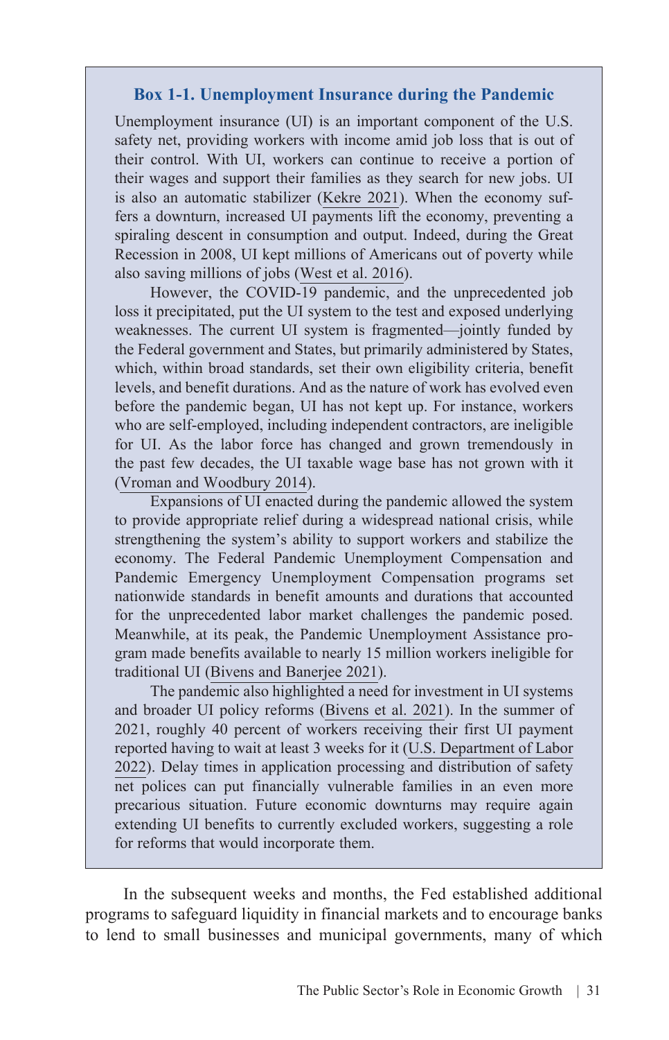### Box 1-1. Unemployment Insurance during the Pandemic

Unemployment insurance (UI) is an important component of the U.S. safety net, providing workers with income amid job loss that is out of their control. With UI, workers can continue to receive a portion of their wages and support their families as they search for new jobs. UI is also an automatic stabilizer (Kekre 2021). When the economy suffers a downturn, increased UI payments lift the economy, preventing a spiraling descent in consumption and output. Indeed, during the Great Recession in 2008, UI kept millions of Americans out of poverty while also saving millions of jobs (West et al. 2016).

However, the COVID-19 pandemic, and the unprecedented job loss it precipitated, put the UI system to the test and exposed underlying weaknesses. The current UI system is fragmented—jointly funded by the Federal government and States, but primarily administered by States, which, within broad standards, set their own eligibility criteria, benefit levels, and benefit durations. And as the nature of work has evolved even before the pandemic began, UI has not kept up. For instance, workers who are self-employed, including independent contractors, are ineligible for UI. As the labor force has changed and grown tremendously in the past few decades, the UI taxable wage base has not grown with it (Vroman and Woodbury 2014).

Expansions of UI enacted during the pandemic allowed the system to provide appropriate relief during a widespread national crisis, while strengthening the system's ability to support workers and stabilize the economy. The Federal Pandemic Unemployment Compensation and Pandemic Emergency Unemployment Compensation programs set nationwide standards in benefit amounts and durations that accounted for the unprecedented labor market challenges the pandemic posed. Meanwhile, at its peak, the Pandemic Unemployment Assistance program made benefits available to nearly 15 million workers ineligible for traditional UI (Bivens and Banerjee 2021).

The pandemic also highlighted a need for investment in UI systems and broader UI policy reforms (Bivens et al. 2021). In the summer of 2021, roughly 40 percent of workers receiving their first UI payment reported having to wait at least 3 weeks for it (U.S. Department of Labor 2022). Delay times in application processing and distribution of safety net polices can put financially vulnerable families in an even more precarious situation. Future economic downturns may require again extending UI benefits to currently excluded workers, suggesting a role for reforms that would incorporate them.

In the subsequent weeks and months, the Fed established additional programs to safeguard liquidity in financial markets and to encourage banks to lend to small businesses and municipal governments, many of which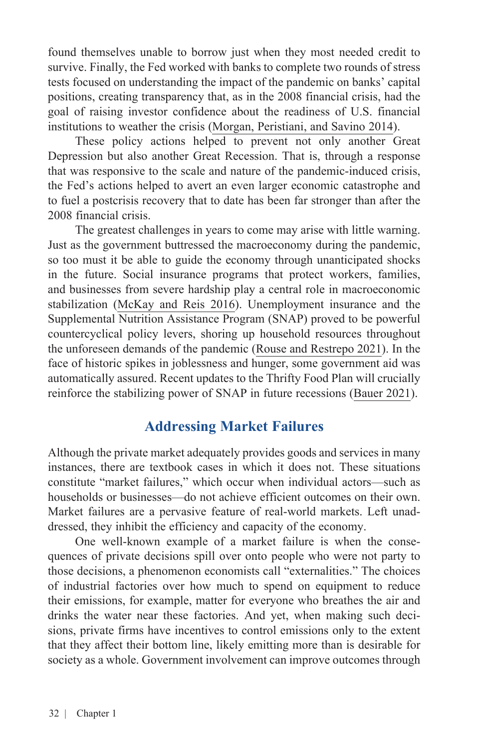found themselves unable to borrow just when they most needed credit to survive. Finally, the Fed worked with banks to complete two rounds of stress tests focused on understanding the impact of the pandemic on banks' capital positions, creating transparency that, as in the 2008 financial crisis, had the goal of raising investor confidence about the readiness of U.S. financial institutions to weather the crisis (Morgan, Peristiani, and Savino 2014).

These policy actions helped to prevent not only another Great Depression but also another Great Recession. That is, through a response that was responsive to the scale and nature of the pandemic-induced crisis, the Fed's actions helped to avert an even larger economic catastrophe and to fuel a postcrisis recovery that to date has been far stronger than after the 2008 financial crisis.

The greatest challenges in years to come may arise with little warning. Just as the government buttressed the macroeconomy during the pandemic, so too must it be able to guide the economy through unanticipated shocks in the future. Social insurance programs that protect workers, families, and businesses from severe hardship play a central role in macroeconomic stabilization (McKay and Reis 2016). Unemployment insurance and the Supplemental Nutrition Assistance Program (SNAP) proved to be powerful countercyclical policy levers, shoring up household resources throughout the unforeseen demands of the pandemic (Rouse and Restrepo 2021). In the face of historic spikes in joblessness and hunger, some government aid was automatically assured. Recent updates to the Thrifty Food Plan will crucially reinforce the stabilizing power of SNAP in future recessions (Bauer 2021).

## Addressing Market Failures

Although the private market adequately provides goods and services in many instances, there are textbook cases in which it does not. These situations constitute "market failures," which occur when individual actors—such as households or businesses—do not achieve efficient outcomes on their own. Market failures are a pervasive feature of real-world markets. Left unaddressed, they inhibit the efficiency and capacity of the economy.

One well-known example of a market failure is when the consequences of private decisions spill over onto people who were not party to those decisions, a phenomenon economists call "externalities." The choices of industrial factories over how much to spend on equipment to reduce their emissions, for example, matter for everyone who breathes the air and drinks the water near these factories. And yet, when making such decisions, private firms have incentives to control emissions only to the extent that they affect their bottom line, likely emitting more than is desirable for society as a whole. Government involvement can improve outcomes through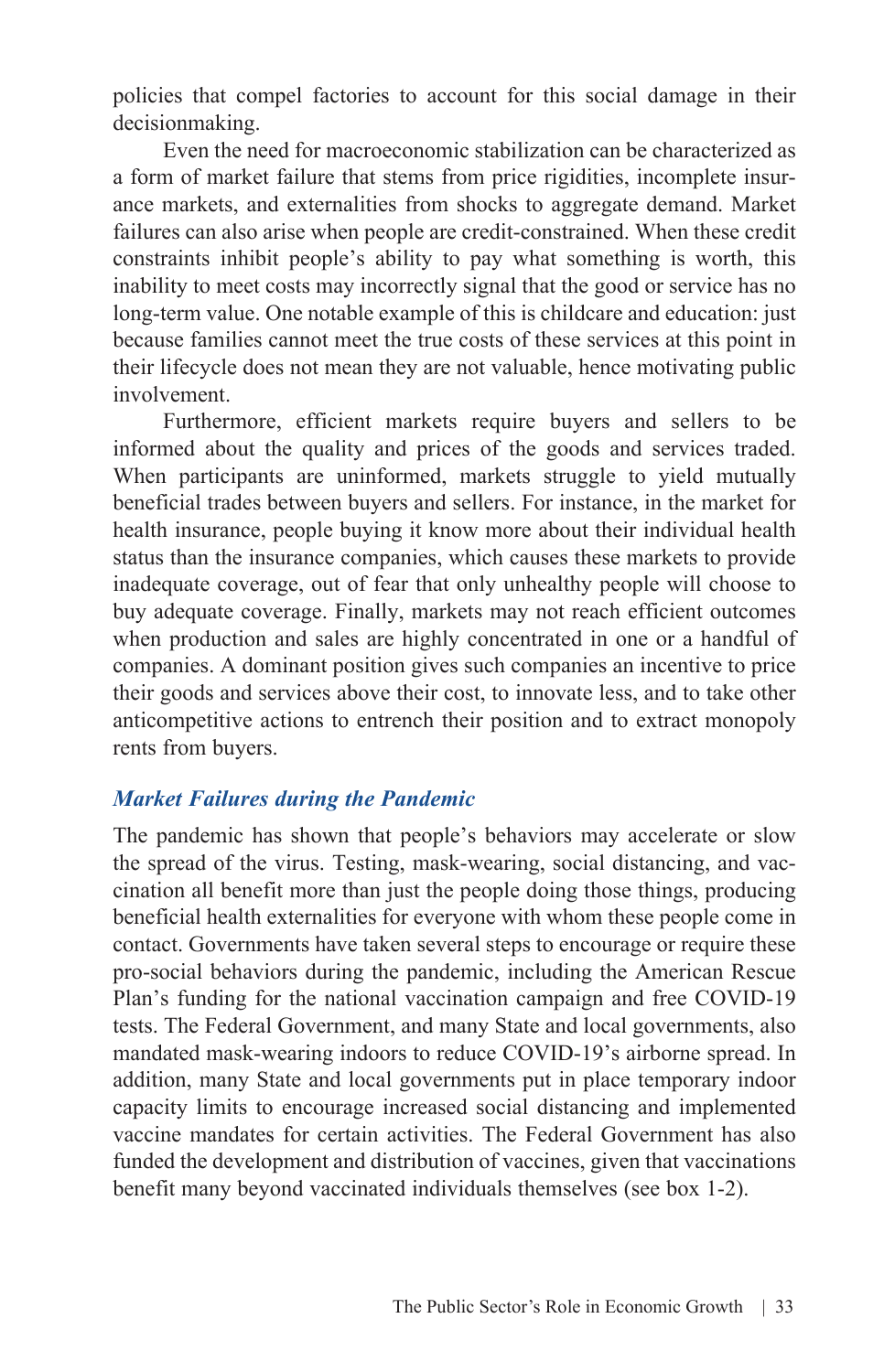policies that compel factories to account for this social damage in their decisionmaking.

Even the need for macroeconomic stabilization can be characterized as a form of market failure that stems from price rigidities, incomplete insurance markets, and externalities from shocks to aggregate demand. Market failures can also arise when people are credit-constrained. When these credit constraints inhibit people's ability to pay what something is worth, this inability to meet costs may incorrectly signal that the good or service has no long-term value. One notable example of this is childcare and education: just because families cannot meet the true costs of these services at this point in their lifecycle does not mean they are not valuable, hence motivating public involvement.

Furthermore, efficient markets require buyers and sellers to be informed about the quality and prices of the goods and services traded. When participants are uninformed, markets struggle to yield mutually beneficial trades between buyers and sellers. For instance, in the market for health insurance, people buying it know more about their individual health status than the insurance companies, which causes these markets to provide inadequate coverage, out of fear that only unhealthy people will choose to buy adequate coverage. Finally, markets may not reach efficient outcomes when production and sales are highly concentrated in one or a handful of companies. A dominant position gives such companies an incentive to price their goods and services above their cost, to innovate less, and to take other anticompetitive actions to entrench their position and to extract monopoly rents from buyers.

### *Market Failures during the Pandemic*

The pandemic has shown that people's behaviors may accelerate or slow the spread of the virus. Testing, mask-wearing, social distancing, and vaccination all benefit more than just the people doing those things, producing beneficial health externalities for everyone with whom these people come in contact. Governments have taken several steps to encourage or require these pro-social behaviors during the pandemic, including the American Rescue Plan's funding for the national vaccination campaign and free COVID-19 tests. The Federal Government, and many State and local governments, also mandated mask-wearing indoors to reduce COVID-19's airborne spread. In addition, many State and local governments put in place temporary indoor capacity limits to encourage increased social distancing and implemented vaccine mandates for certain activities. The Federal Government has also funded the development and distribution of vaccines, given that vaccinations benefit many beyond vaccinated individuals themselves (see box 1-2).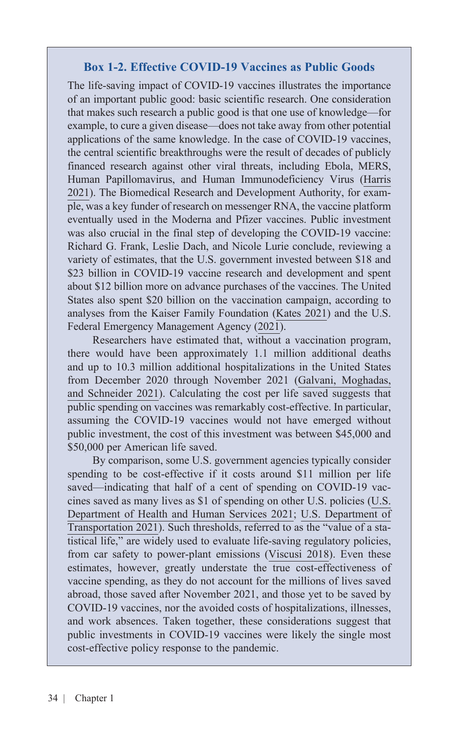### Box 1-2. Effective COVID-19 Vaccines as Public Goods

The life-saving impact of COVID-19 vaccines illustrates the importance of an important public good: basic scientific research. One consideration that makes such research a public good is that one use of knowledge—for example, to cure a given disease—does not take away from other potential applications of the same knowledge. In the case of COVID-19 vaccines, the central scientific breakthroughs were the result of decades of publicly financed research against other viral threats, including Ebola, MERS, Human Papillomavirus, and Human Immunodeficiency Virus (Harris 2021). The Biomedical Research and Development Authority, for example, was a key funder of research on messenger RNA, the vaccine platform eventually used in the Moderna and Pfizer vaccines. Public investment was also crucial in the final step of developing the COVID-19 vaccine: Richard G. Frank, Leslie Dach, and Nicole Lurie conclude, reviewing a variety of estimates, that the U.S. government invested between $18 and $23 billion in COVID-19 vaccine research and development and spent about $12 billion more on advance purchases of the vaccines. The United States also spent $20 billion on the vaccination campaign, according to analyses from the Kaiser Family Foundation (Kates 2021) and the U.S. Federal Emergency Management Agency (2021).

Researchers have estimated that, without a vaccination program, there would have been approximately 1.1 million additional deaths and up to 10.3 million additional hospitalizations in the United States from December 2020 through November 2021 (Galvani, Moghadas, and Schneider 2021). Calculating the cost per life saved suggests that public spending on vaccines was remarkably cost-effective. In particular, assuming the COVID-19 vaccines would not have emerged without public investment, the cost of this investment was between $45,000 and $50,000 per American life saved.

By comparison, some U.S. government agencies typically consider spending to be cost-effective if it costs around $11 million per life saved—indicating that half of a cent of spending on COVID-19 vaccines saved as many lives as $1 of spending on other U.S. policies (U.S. Department of Health and Human Services 2021; U.S. Department of Transportation 2021). Such thresholds, referred to as the "value of a statistical life," are widely used to evaluate life-saving regulatory policies, from car safety to power-plant emissions (Viscusi 2018). Even these estimates, however, greatly understate the true cost-effectiveness of vaccine spending, as they do not account for the millions of lives saved abroad, those saved after November 2021, and those yet to be saved by COVID-19 vaccines, nor the avoided costs of hospitalizations, illnesses, and work absences. Taken together, these considerations suggest that public investments in COVID-19 vaccines were likely the single most cost-effective policy response to the pandemic.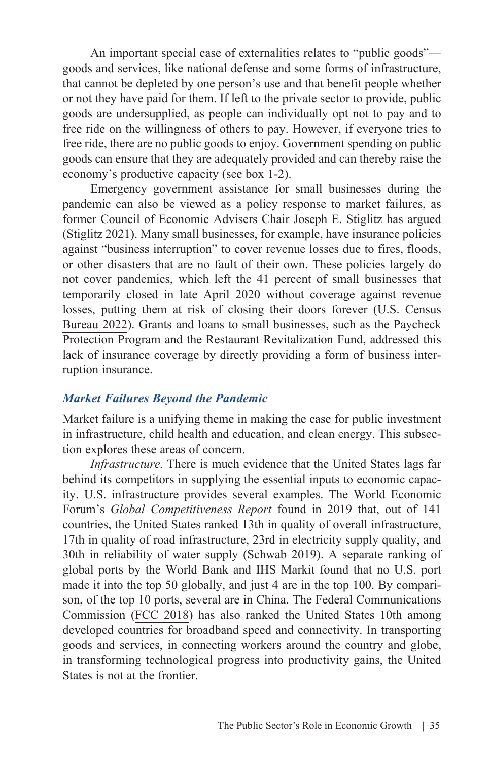An important special case of externalities relates to "public goods"—goods and services, like national defense and some forms of infrastructure, that cannot be depleted by one person's use and that benefit people whether or not they have paid for them. If left to the private sector to provide, public goods are undersupplied, as people can individually opt not to pay and to free ride on the willingness of others to pay. However, if everyone tries to free ride, there are no public goods to enjoy. Government spending on public goods can ensure that they adequately provided and can thereby raise the economy's productive capacity (see box 1-2).

Emergency government assistance for small businesses during the pandemic can also be viewed as a policy response to market failures, as former Council of Economic Advisers Chair Joseph E. Stiglitz has argued (Stiglitz 2021). Many small businesses, for example, have insurance policies against "business interruption" to cover revenue losses due to fires, floods, or other disasters that are no fault of their own. These policies largely do not cover pandemics, which left the 41 percent of small businesses that temporarily closed in late April 2020 without coverage against revenue losses, putting them at risk of closing their doors forever (U.S. Census Bureau 2022). Grants and loans to small businesses, such as the Paycheck Protection Program and the Restaurant Revitalization Fund, addressed this lack of insurance coverage by directly providing a form of business interruption insurance.

### *Market Failures Beyond the Pandemic*

Market failure is a unifying theme in making the case for public investment in infrastructure, child health and education, and clean energy. This subsection explores these areas of concern.

*Infrastructure.* There is much evidence that the United States lags far behind its competitors in supplying the essential inputs to economic capacity. U.S. infrastructure provides several examples. The World Economic Forum's *Global Competitiveness Report* found in 2019 that, out of 141 countries, the United States ranked 13th in quality of overall infrastructure, 17th in quality of road infrastructure, 23rd in electricity supply quality, and 30th in reliability of water supply (Schwab 2019). A separate ranking of global ports by the World Bank and IHS Markit found that no U.S. port made it into the top 50 globally, and just 4 are in the top 100. By comparison, of the top 10 ports, several are in China. The Federal Communications Commission (FCC 2018) has also ranked the United States 10th among developed countries for broadband speed and connectivity. In transporting goods and services, in connecting workers around the country and globe, in transforming technological progress into productivity gains, the United States is not at the frontier.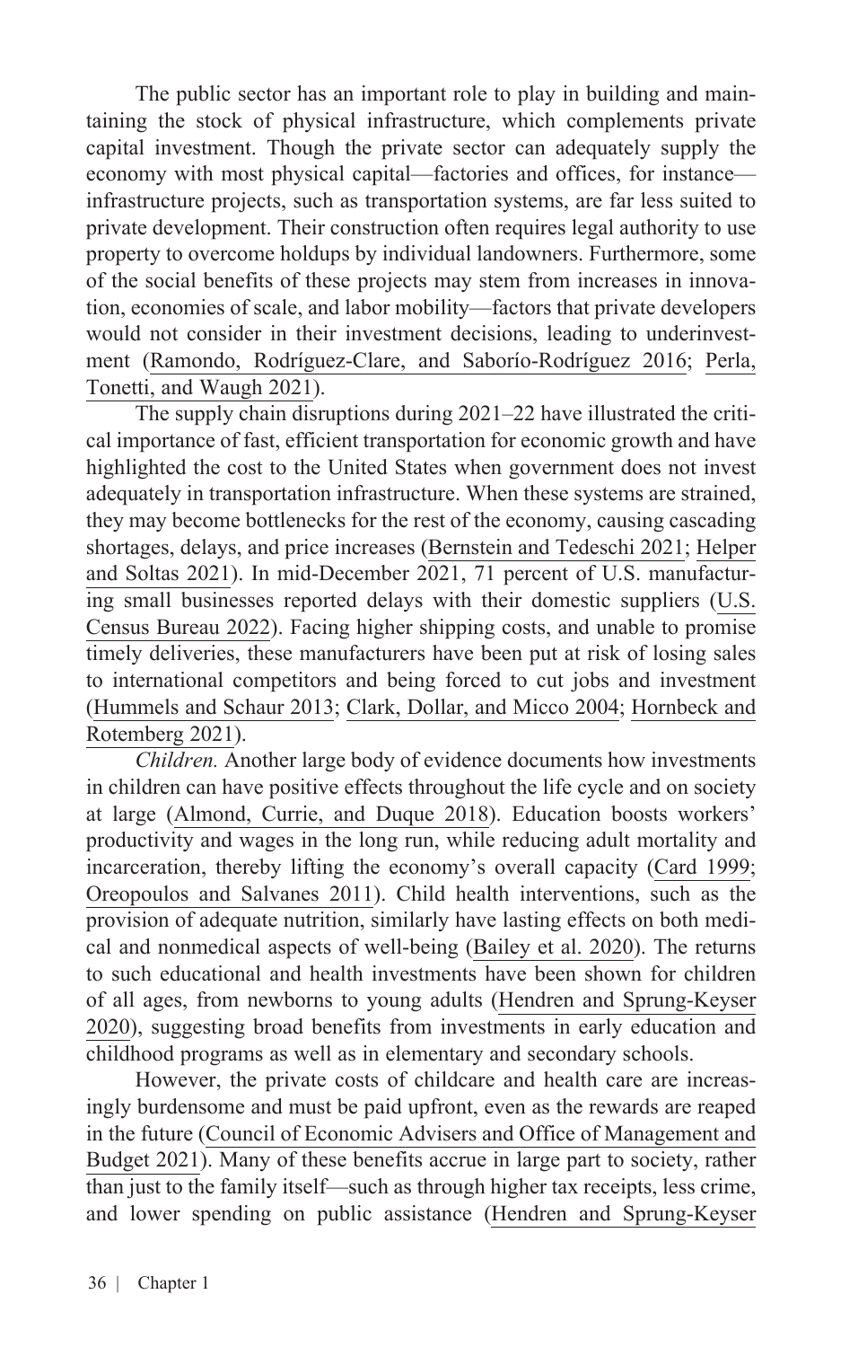The public sector has an important role to play in building and maintaining the stock of physical infrastructure, which complements private capital investment. Though the private sector can adequately supply the economy with most physical capital—factories and offices, for instance—infrastructure projects, such as transportation systems, are far less suited to private development. Their construction often requires legal authority to use property to overcome holdups by individual landowners. Furthermore, some of the social benefits of these projects may stem from increases in innovation, economies of scale, and labor mobility—factors that private developers would not consider in their investment decisions, leading to underinvestment (Ramondo, Rodríguez-Clare, and Saborío-Rodríguez 2016; Perla, Tonetti, and Waugh 2021).

The supply chain disruptions during 2021–22 have illustrated the critical importance of fast, efficient transportation for economic growth and have highlighted the cost to the United States when government does not invest adequately in transportation infrastructure. When these systems are strained, they may become bottlenecks for the rest of the economy, causing cascading shortages, delays, and price increases (Bernstein and Tedeschi 2021; Helper and Soltas 2021). In mid-December 2021, 71 percent of U.S. manufacturing small businesses reported delays with their domestic suppliers (U.S. Census Bureau 2022). Facing higher shipping costs, and unable to promise timely deliveries, these manufacturers have been put at risk of losing sales to international competitors and being forced to cut jobs and investment (Hummels and Schaur 2013; Clark, Dollar, and Micco 2004; Hornbeck and Rotemberg 2021).

*Children.* Another large body of evidence documents how investments in children can have positive effects throughout the life cycle and on society at large (Almond, Currie, and Duque 2018). Education boosts workers' productivity and wages in the long run, while reducing adult mortality and incarceration, thereby lifting the economy's overall capacity (Card 1999; Oreopoulos and Salvanes 2011). Child health interventions, such as the provision of adequate nutrition, similarly have lasting effects on both medical and nonmedical aspects of well-being (Bailey et al. 2020). The returns to such educational and health investments have been shown for children of all ages, from newborns to young adults (Hendren and Sprung-Keyser 2020), suggesting broad benefits from investments in early education and childhood programs as well as in elementary and secondary schools.

However, the private costs of childcare and health care are increasingly burdensome and must be paid upfront, even as the rewards are reaped in the future (Council of Economic Advisers and Office of Management and Budget 2021). Many of these benefits accrue in large part to society, rather than just to the family itself—such as through higher tax receipts, less crime, and lower spending on public assistance (Hendren and Sprung-Keyser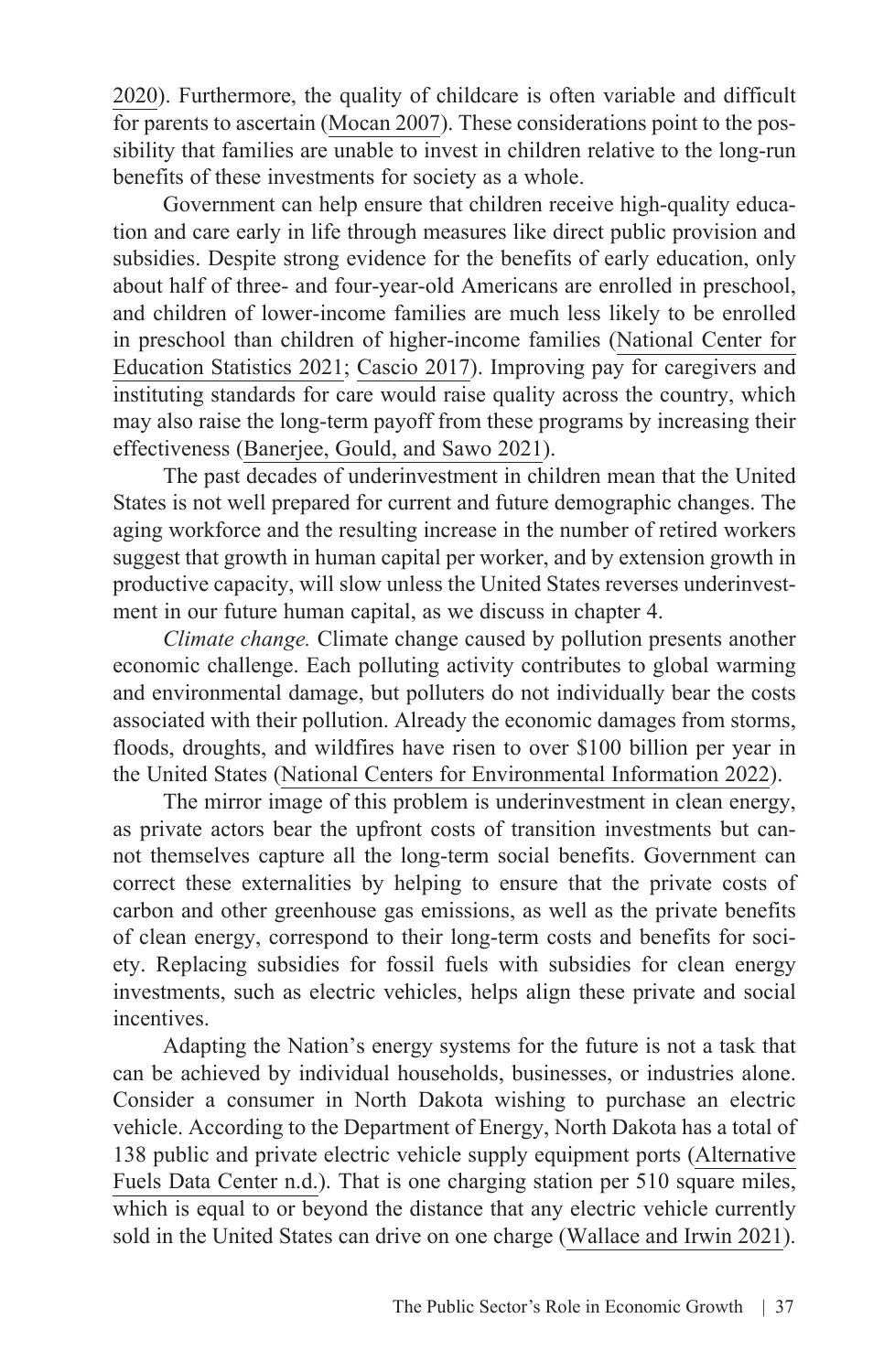2020). Furthermore, the quality of childcare is often variable and difficult for parents to ascertain (Mocan 2007). These considerations point to the possibility that families are unable to invest in children relative to the long-run benefits of these investments for society as a whole.

Government can help ensure that children receive high-quality education and care early in life through measures like direct public provision and subsidies. Despite strong evidence for the benefits of early education, only about half of three- and four-year-old Americans are enrolled in preschool, and children of lower-income families are much less likely to be enrolled in preschool than children of higher-income families (National Center for Education Statistics 2021; Cascio 2017). Improving pay for caregivers and instituting standards for care would raise quality across the country, which may also raise the long-term payoff from these programs by increasing their effectiveness (Banerjee, Gould, and Sawo 2021).

The past decades of underinvestment in children mean that the United States is not well prepared for current and future demographic changes. The aging workforce and the resulting increase in the number of retired workers suggest that growth in human capital per worker, and by extension growth in productive capacity, will slow unless the United States reverses underinvestment in our future human capital, as we discuss in chapter 4.

*Climate change.* Climate change caused by pollution presents another economic challenge. Each polluting activity contributes to global warming and environmental damage, but polluters do not individually bear the costs associated with their pollution. Already the economic damages from storms, floods, droughts, and wildfires have risen to over $100 billion per year in the United States (National Centers for Environmental Information 2022).

The mirror image of this problem is underinvestment in clean energy, as private actors bear the upfront costs of transition investments but cannot themselves capture all the long-term social benefits. Government can correct these externalities by helping to ensure that the private costs of carbon and other greenhouse gas emissions, as well as the private benefits of clean energy, correspond to their long-term costs and benefits for society. Replacing subsidies for fossil fuels with subsidies for clean energy investments, such as electric vehicles, helps align these private and social incentives.

Adapting the Nation's energy systems for the future is not a task that can be achieved by individual households, businesses, or industries alone. Consider a consumer in North Dakota wishing to purchase an electric vehicle. According to the Department of Energy, North Dakota has a total of 138 public and private electric vehicle supply equipment ports (Alternative Fuels Data Center n.d.). That is one charging station per 510 square miles, which is equal to or beyond the distance that any electric vehicle currently sold in the United States can drive on one charge (Wallace and Irwin 2021).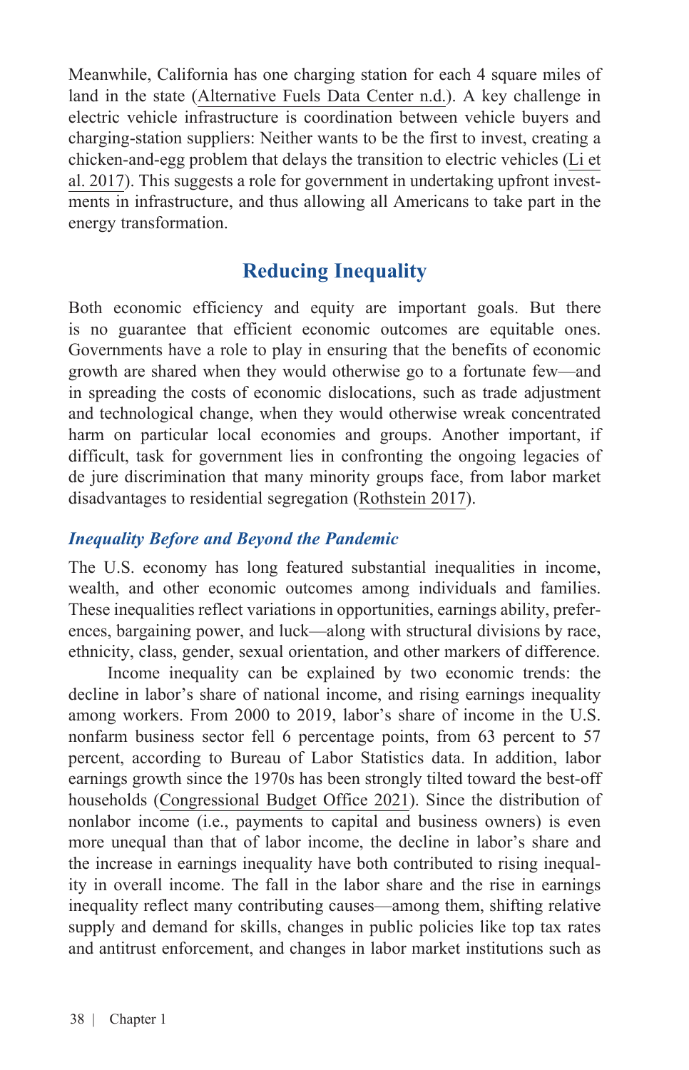Meanwhile, California has one charging station for each 4 square miles of land in the state (Alternative Fuels Data Center n.d.). A key challenge in electric vehicle infrastructure is coordination between vehicle buyers and charging-station suppliers: Neither wants to be the first to invest, creating a chicken-and-egg problem that delays the transition to electric vehicles (Li et al. 2017). This suggests a role for government in undertaking upfront investments in infrastructure, and thus allowing all Americans to take part in the energy transformation.

## Reducing Inequality

Both economic efficiency and equity are important goals. But there is no guarantee that efficient economic outcomes are equitable ones. Governments have a role to play in ensuring that the benefits of economic growth are shared when they would otherwise go to a fortunate few—and in spreading the costs of economic dislocations, such as trade adjustment and technological change, when they would otherwise wreak concentrated harm on particular local economies and groups. Another important, if difficult, task for government lies in confronting the ongoing legacies of de jure discrimination that many minority groups face, from labor market disadvantages to residential segregation (Rothstein 2017).

### *Inequality Before and Beyond the Pandemic*

The U.S. economy has long featured substantial inequalities in income, wealth, and other economic outcomes among individuals and families. These inequalities reflect variations in opportunities, earnings ability, preferences, bargaining power, and luck—along with structural divisions by race, ethnicity, class, gender, sexual orientation, and other markers of difference.

Income inequality can be explained by two economic trends: the decline in labor's share of national income, and rising earnings inequality among workers. From 2000 to 2019, labor's share of income in the U.S. nonfarm business sector fell 6 percentage points, from 63 percent to 57 percent, according to Bureau of Labor Statistics data. In addition, labor earnings growth since the 1970s has been strongly tilted toward the best-off households (Congressional Budget Office 2021). Since the distribution of nonlabor income (i.e., payments to capital and business owners) is even more unequal than that of labor income, the decline in labor's share and the increase in earnings inequality have both contributed to rising inequality in overall income. The fall in the labor share and the rise in earnings inequality reflect many contributing causes—among them, shifting relative supply and demand for skills, changes in public policies like top tax rates and antitrust enforcement, and changes in labor market institutions such as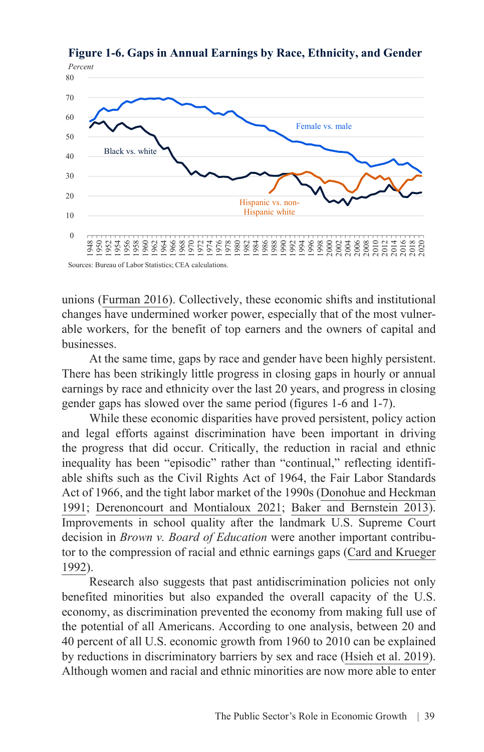**Figure 1-6. Gaps in Annual Earnings by Race, Ethnicity, and Gender**

Sources: Bureau of Labor Statistics; CEA calculations.

unions (Furman 2016). Collectively, these economic shifts and institutional changes have undermined worker power, especially that of the most vulnerable workers, for the benefit of top earners and the owners of capital and businesses.

At the same time, gaps by race and gender have been highly persistent. There has been strikingly little progress in closing gaps in hourly or annual earnings by race and ethnicity over the last 20 years, and progress in closing gender gaps has slowed over the same period (figures 1-6 and 1-7).

While these economic disparities have proved persistent, policy action and legal efforts against discrimination have been important in driving the progress that did occur. Critically, the reduction in racial and ethnic inequality has been "episodic" rather than "continual," reflecting identifiable shifts such as the Civil Rights Act of 1964, the Fair Labor Standards Act of 1966, and the tight labor market of the 1990s (Donohue and Heckman 1991; Derenoncourt and Montialoux 2021; Baker and Bernstein 2013). Improvements in school quality after the landmark U.S. Supreme Court decision in *Brown v. Board of Education* were another important contributor to the compression of racial and ethnic earnings gaps (Card and Krueger 1992).

Research also suggests that past antidiscrimination policies not only benefited minorities but also expanded the overall capacity of the U.S. economy, as discrimination prevented the economy from making full use of the potential of all Americans. According to one analysis, between 20 and 40 percent of all U.S. economic growth from 1960 to 2010 can be explained by reductions in discriminatory barriers by sex and race (Hsieh et al. 2019). Although women and racial and ethnic minorities are now more able to enter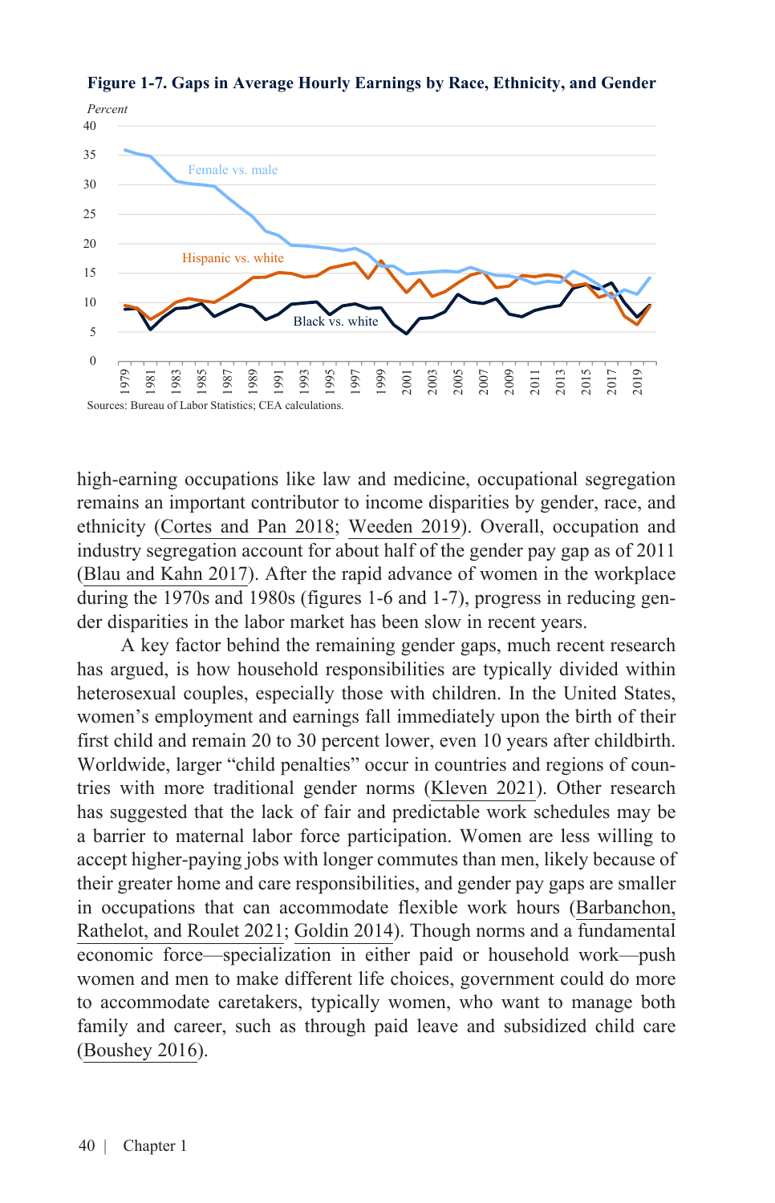**Figure 1-7. Gaps in Average Hourly Earnings by Race, Ethnicity, and Gender**

Sources: Bureau of Labor Statistics; CEA calculations.

high-earning occupations like law and medicine, occupational segregation remains an important contributor to income disparities by gender, race, and ethnicity (Cortes and Pan 2018; Weeden 2019). Overall, occupation and industry segregation account for about half of the gender pay gap as of 2011 (Blau and Kahn 2017). After the rapid advance of women in the workplace during the 1970s and 1980s (figures 1-6 and 1-7), progress in reducing gender disparities in the labor market has been slow in recent years.

A key factor behind the remaining gender gaps, much recent research has argued, is how household responsibilities are typically divided within heterosexual couples, especially those with children. In the United States, women's employment and earnings fall immediately upon the birth of their first child and remain 20 to 30 percent lower, even 10 years after childbirth. Worldwide, larger "child penalties" occur in countries and regions of countries with more traditional gender norms (Kleven 2021). Other research has suggested that the lack of fair and predictable work schedules may be a barrier to maternal labor force participation. Women are less willing to accept higher-paying jobs with longer commutes than men, likely because of their greater home and care responsibilities, and gender pay gaps are smaller in occupations that can accommodate flexible work hours (Barbanchon, Rathelot, and Roulet 2021; Goldin 2014). Though norms and a fundamental economic force—specialization in either paid or household work—push women and men to make different life choices, government could do more to accommodate caretakers, typically women, who want to manage both family and career, such as through paid leave and subsidized child care (Boushey 2016).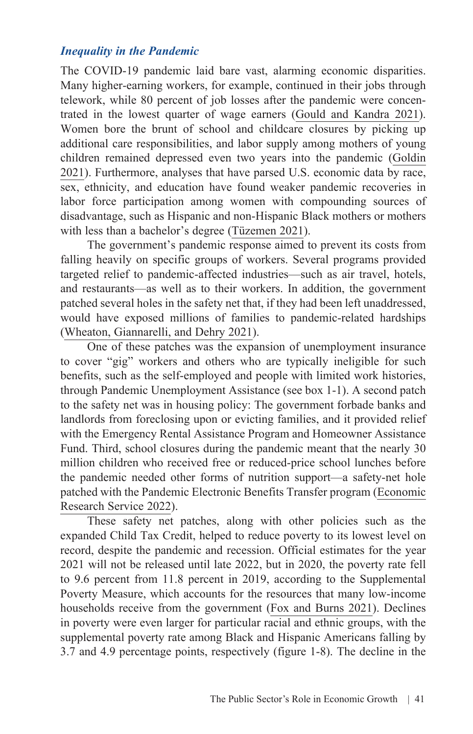### *Inequality in the Pandemic*

The COVID-19 pandemic laid bare vast, alarming economic disparities. Many higher-earning workers, for example, continued in their jobs through telework, while 80 percent of job losses after the pandemic were concentrated in the lowest quarter of wage earners (Gould and Kandra 2021). Women bore the brunt of school and childcare closures by picking up additional care responsibilities, and labor supply among mothers of young children remained depressed even two years into the pandemic (Goldin 2021). Furthermore, analyses that have parsed U.S. economic data by race, sex, ethnicity, and education have found weaker pandemic recoveries in labor force participation among women with compounding sources of disadvantage, such as Hispanic and non-Hispanic Black mothers or mothers with less than a bachelor's degree (Tüzemen 2021).

The government's pandemic response aimed to prevent its costs from falling heavily on specific groups of workers. Several programs provided targeted relief to pandemic-affected industries—such as air travel, hotels, and restaurants—as well as to their workers. In addition, the government patched several holes in the safety net that, if they had been left unaddressed, would have exposed millions of families to pandemic-related hardships (Wheaton, Giannarelli, and Dehry 2021).

One of these patches was the expansion of unemployment insurance to cover "gig" workers and others who are typically ineligible for such benefits, such as the self-employed and people with limited work histories, through Pandemic Unemployment Assistance (see box 1-1). A second patch to the safety net was in housing policy: The government forbade banks and landlords from foreclosing upon or evicting families, and it provided relief with the Emergency Rental Assistance Program and Homeowner Assistance Fund. Third, school closures during the pandemic meant that the nearly 30 million children who received free or reduced-price school lunches before the pandemic needed other forms of nutrition support—a safety-net hole patched with the Pandemic Electronic Benefits Transfer program (Economic Research Service 2022).

These safety net patches, along with other policies such as the expanded Child Tax Credit, helped to reduce poverty to its lowest level on record, despite the pandemic and recession. Official estimates for the year 2021 will not be released until late 2022, but in 2020, the poverty rate fell to 9.6 percent from 11.8 percent in 2019, according to the Supplemental Poverty Measure, which accounts for the resources that many low-income households receive from the government (Fox and Burns 2021). Declines in poverty were even larger for particular racial and ethnic groups, with the supplemental poverty rate among Black and Hispanic Americans falling by 3.7 and 4.9 percentage points, respectively (figure 1-8). The decline in the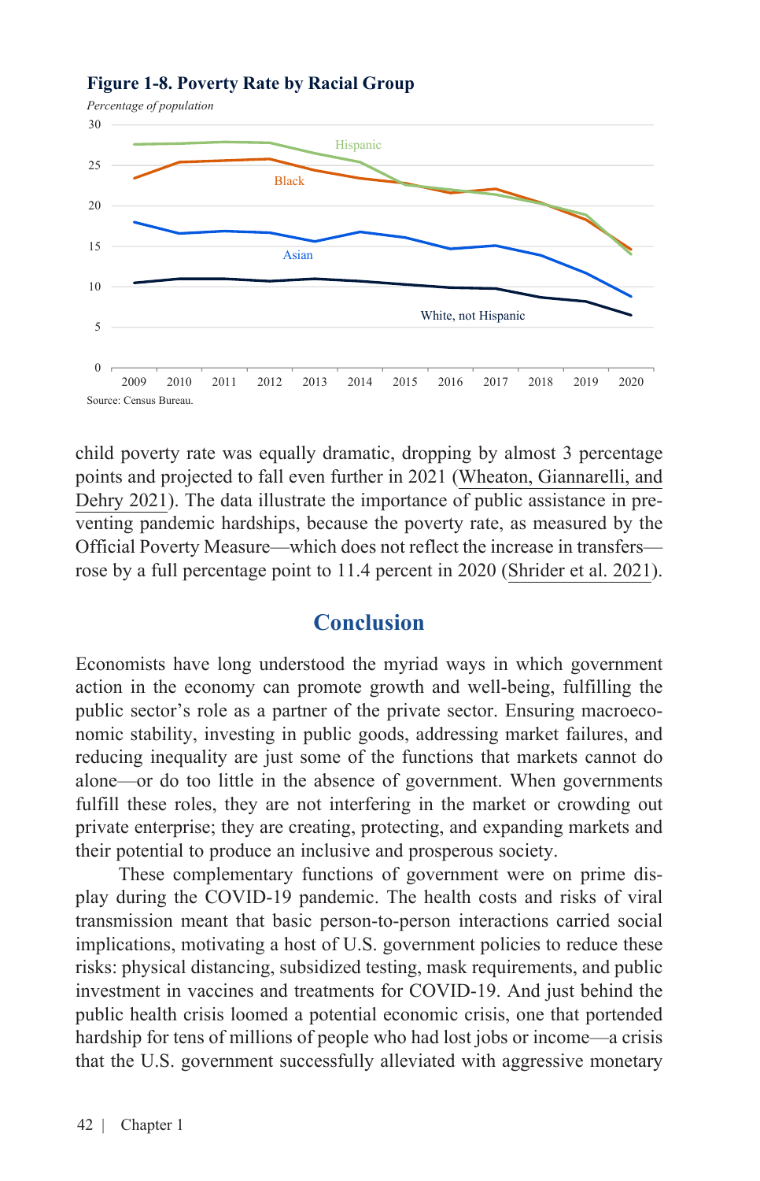**Figure 1-8. Poverty Rate by Racial Group**

*Percentage of population*

Source: Census Bureau.

child poverty rate was equally dramatic, dropping by almost 3 percentage points and projected to fall even further in 2021 (Wheaton, Giannarelli, and Dehry 2021). The data illustrate the importance of public assistance in preventing pandemic hardships, because the poverty rate, as measured by the Official Poverty Measure—which does not reflect the increase in transfers—rose by a full percentage point to 11.4 percent in 2020 (Shrider et al. 2021).

## Conclusion

Economists have long understood the myriad ways in which government action in the economy can promote growth and well-being, fulfilling the public sector's role as a partner of the private sector. Ensuring macroeconomic stability, investing in public goods, addressing market failures, and reducing inequality are just some of the functions that markets cannot do alone—or do too little in the absence of government. When governments fulfill these roles, they are not interfering in the market or crowding out private enterprise; they are creating, protecting, and expanding markets and their potential to produce an inclusive and prosperous society.

These complementary functions of government were on prime display during the COVID-19 pandemic. The health costs and risks of viral transmission meant that basic person-to-person interactions carried social implications, motivating a host of U.S. government policies to reduce these risks: physical distancing, subsidized testing, mask requirements, and public investment in vaccines and treatments for COVID-19. And just behind the public health crisis loomed a potential economic crisis, one that portended hardship for tens of millions of people who had lost jobs or income—a crisis that the U.S. government successfully alleviated with aggressive monetary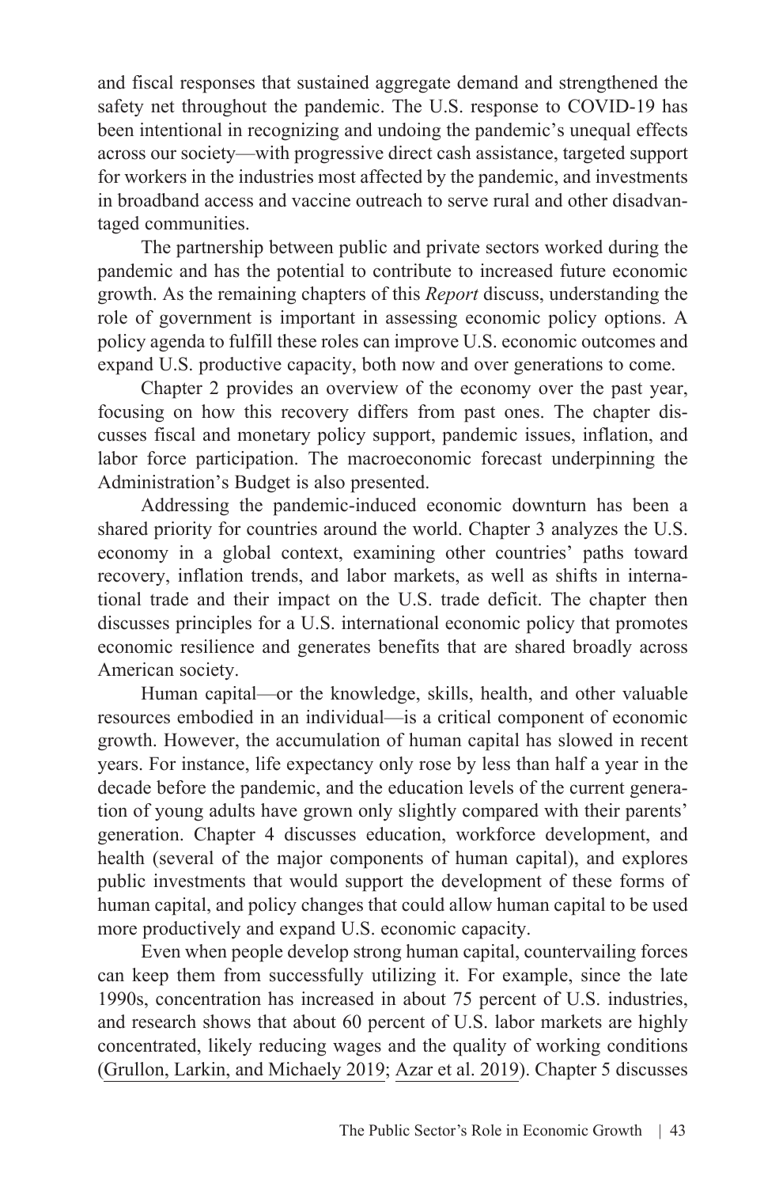and fiscal responses that sustained aggregate demand and strengthened the safety net throughout the pandemic. The U.S. response to COVID-19 has been intentional in recognizing and undoing the pandemic's unequal effects across our society—with progressive direct cash assistance, targeted support for workers in the industries most affected by the pandemic, and investments in broadband access and vaccine outreach to serve rural and other disadvantaged communities.

The partnership between public and private sectors worked during the pandemic and has the potential to contribute to increased future economic growth. As the remaining chapters of this *Report* discuss, understanding the role of government is important in assessing economic policy options. A policy agenda to fulfill these roles can improve U.S. economic outcomes and expand U.S. productive capacity, both now and over generations to come.

Chapter 2 provides an overview of the economy over the past year, focusing on how this recovery differs from past ones. The chapter discusses fiscal and monetary policy support, pandemic issues, inflation, and labor force participation. The macroeconomic forecast underpinning the Administration's Budget is also presented.

Addressing the pandemic-induced economic downturn has been a shared priority for countries around the world. Chapter 3 analyzes the U.S. economy in a global context, examining other countries' paths toward recovery, inflation trends, and labor markets, as well as shifts in international trade and their impact on the U.S. trade deficit. The chapter then discusses principles for a U.S. international economic policy that promotes economic resilience and generates benefits that are shared broadly across American society.

Human capital—or the knowledge, skills, health, and other valuable resources embodied in an individual—is a critical component of economic growth. However, the accumulation of human capital has slowed in recent years. For instance, life expectancy only rose by less than half a year in the decade before the pandemic, and the education levels of the current generation of young adults have grown only slightly compared with their parents' generation. Chapter 4 discusses education, workforce development, and health (several of the major components of human capital), and explores public investments that would support the development of these forms of human capital, and policy changes that could allow human capital to be used more productively and expand U.S. economic capacity.

Even when people develop strong human capital, countervailing forces can keep them from successfully utilizing it. For example, since the late 1990s, concentration has increased in about 75 percent of U.S. industries, and research shows that about 60 percent of U.S. labor markets are highly concentrated, likely reducing wages and the quality of working conditions (Grullon, Larkin, and Michaely 2019; Azar et al. 2019). Chapter 5 discusses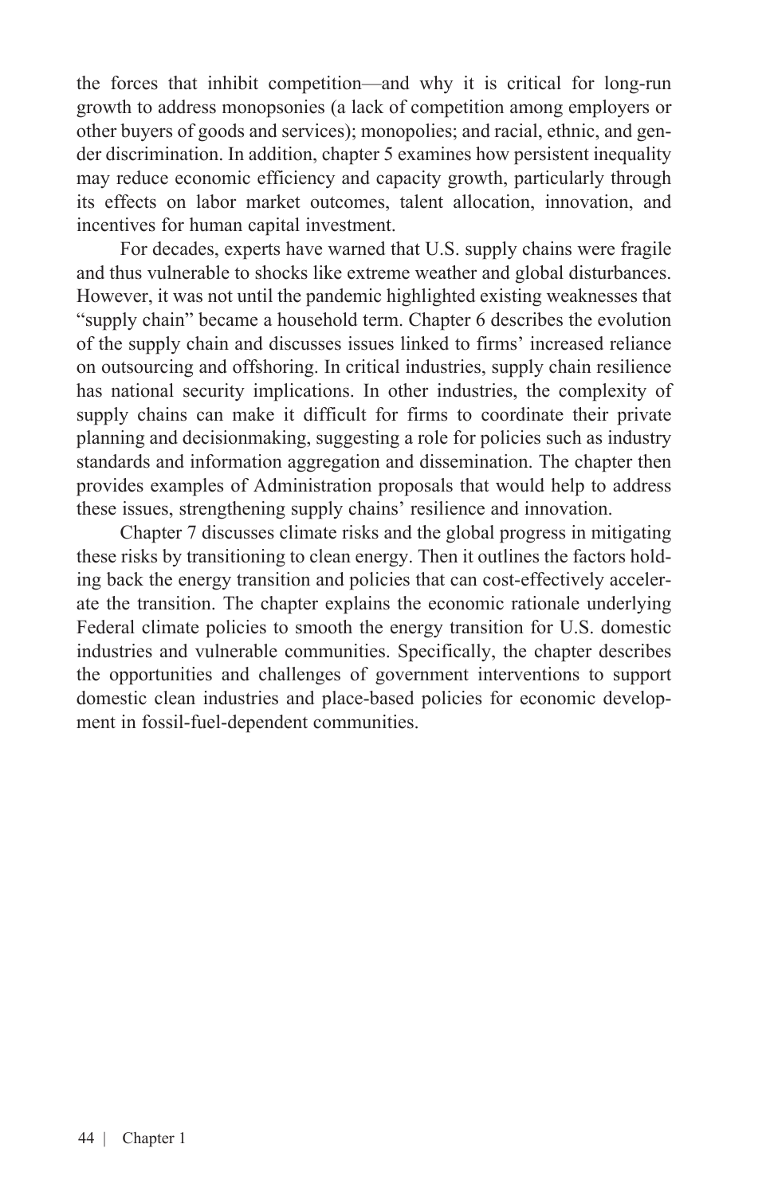the forces that inhibit competition—and why it is critical for long-run growth to address monopsonies (a lack of competition among employers or other buyers of goods and services); monopolies; and racial, ethnic, and gender discrimination. In addition, chapter 5 examines how persistent inequality may reduce economic efficiency and capacity growth, particularly through its effects on labor market outcomes, talent allocation, innovation, and incentives for human capital investment.

For decades, experts have warned that U.S. supply chains were fragile and thus vulnerable to shocks like extreme weather and global disturbances. However, it was not until the pandemic highlighted existing weaknesses that "supply chain" became a household term. Chapter 6 describes the evolution of the supply chain and discusses issues linked to firms' increased reliance on outsourcing and offshoring. In critical industries, supply chain resilience has national security implications. In other industries, the complexity of supply chains can make it difficult for firms to coordinate their private planning and decisionmaking, suggesting a role for policies such as industry standards and information aggregation and dissemination. The chapter then provides examples of Administration proposals that would help to address these issues, strengthening supply chains' resilience and innovation.

Chapter 7 discusses climate risks and the global progress in mitigating these risks by transitioning to clean energy. Then it outlines the factors holding back the energy transition and policies that can cost-effectively accelerate the transition. The chapter explains the economic rationale underlying Federal climate policies to smooth the energy transition for U.S. domestic industries and vulnerable communities. Specifically, the chapter describes the opportunities and challenges of government interventions to support domestic clean industries and place-based policies for economic development in fossil-fuel-dependent communities.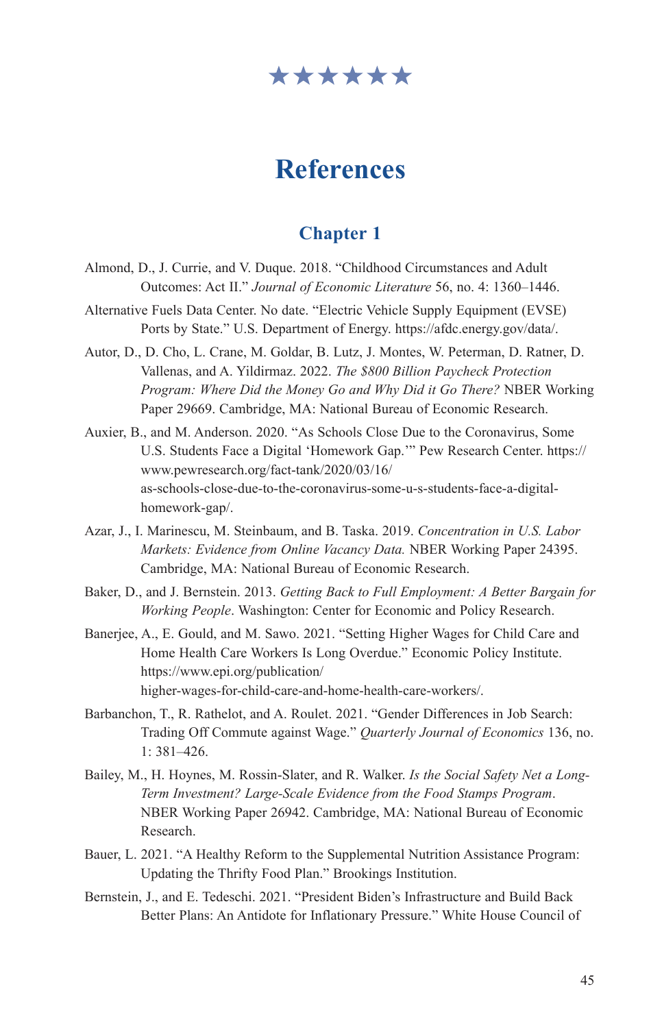# References

## Chapter 1

Almond, D., J. Currie, and V. Duque. 2018. "Childhood Circumstances and Adult Outcomes: Act II." *Journal of Economic Literature* 56, no. 4: 1360–1446.

Alternative Fuels Data Center. No date. "Electric Vehicle Supply Equipment (EVSE) Ports by State." U.S. Department of Energy. https://afdc.energy.gov/data/.

Autor, D., D. Cho, L. Crane, M. Goldar, B. Lutz, J. Montes, W. Peterman, D. Ratner, D. Vallenas, and A. Yildirmaz. 2022. *The $800 Billion Paycheck Protection Program: Where Did the Money Go and Why Did it Go There?* NBER Working Paper 29669. Cambridge, MA: National Bureau of Economic Research.

Auxier, B., and M. Anderson. 2020. "As Schools Close Due to the Coronavirus, Some U.S. Students Face a Digital 'Homework Gap.'" Pew Research Center. https://www.pewresearch.org/fact-tank/2020/03/16/as-schools-close-due-to-the-coronavirus-some-u-s-students-face-a-digital-homework-gap/.

Azar, J., I. Marinescu, M. Steinbaum, and B. Taska. 2019. *Concentration in U.S. Labor Markets: Evidence from Online Vacancy Data.* NBER Working Paper 24395. Cambridge, MA: National Bureau of Economic Research.

Baker, D., and J. Bernstein. 2013. *Getting Back to Full Employment: A Better Bargain for Working People*. Washington: Center for Economic and Policy Research.

Banerjee, A., E. Gould, and M. Sawo. 2021. "Setting Higher Wages for Child Care and Home Health Care Workers Is Long Overdue." Economic Policy Institute. https://www.epi.org/publication/higher-wages-for-child-care-and-home-health-care-workers/.

Barbanchon, T., R. Rathelot, and A. Roulet. 2021. "Gender Differences in Job Search: Trading Off Commute against Wage." *Quarterly Journal of Economics* 136, no. 1: 381–426.

Bailey, M., H. Hoynes, M. Rossin-Slater, and R. Walker. *Is the Social Safety Net a Long-Term Investment? Large-Scale Evidence from the Food Stamps Program*. NBER Working Paper 26942. Cambridge, MA: National Bureau of Economic Research.

Bauer, L. 2021. "A Healthy Reform to the Supplemental Nutrition Assistance Program: Updating the Thrifty Food Plan." Brookings Institution.

Bernstein, J., and E. Tedeschi. 2021. "President Biden's Infrastructure and Build Back Better Plans: An Antidote for Inflationary Pressure." White House Council of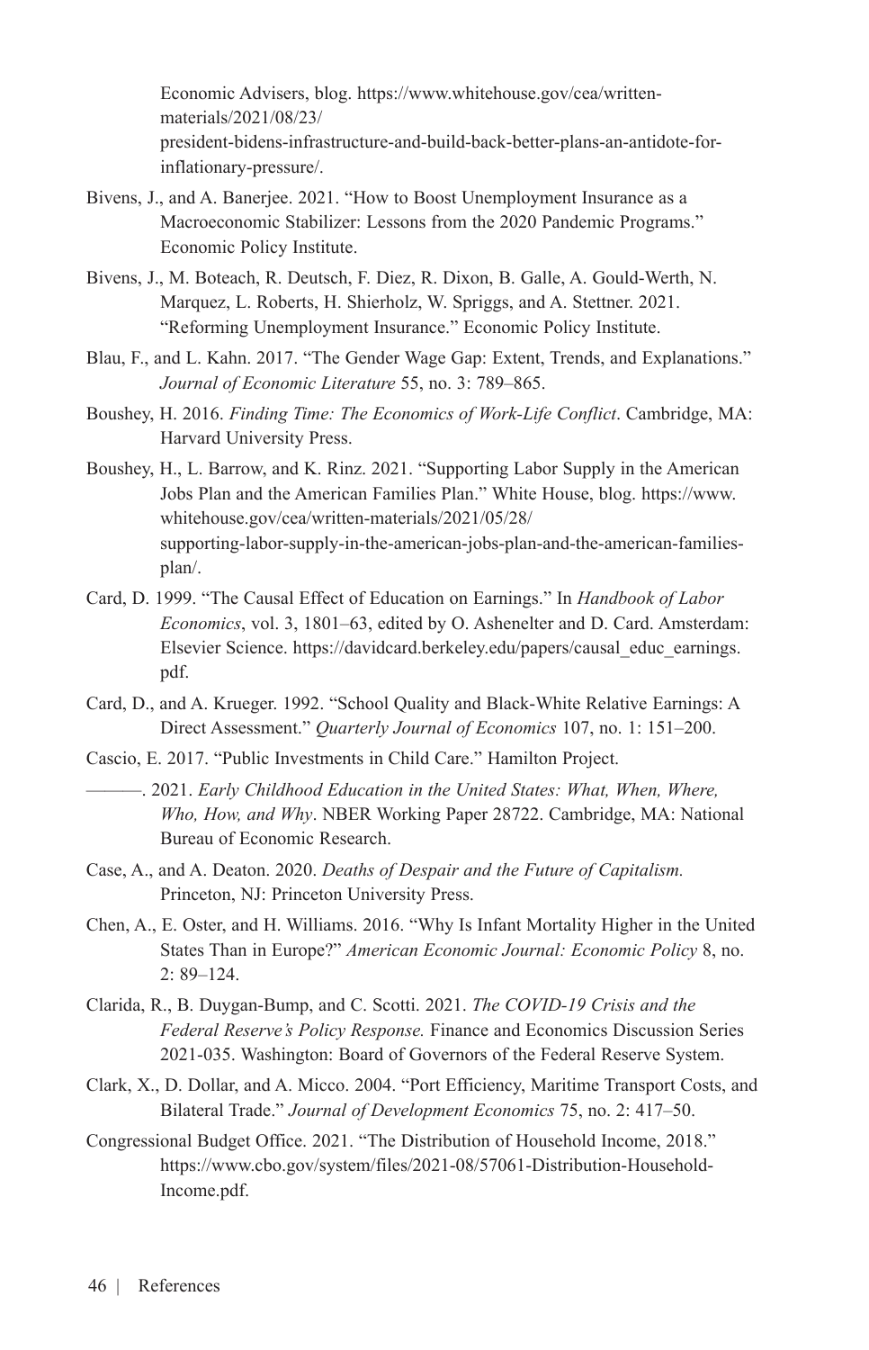Economic Advisers, blog. https://www.whitehouse.gov/cea/written-materials/2021/08/23/president-bidens-infrastructure-and-build-back-better-plans-an-antidote-for-inflationary-pressure/.

Bivens, J., and A. Banerjee. 2021. "How to Boost Unemployment Insurance as a Macroeconomic Stabilizer: Lessons from the 2020 Pandemic Programs." Economic Policy Institute.

Bivens, J., M. Boteach, R. Deutsch, F. Diez, R. Dixon, B. Galle, A. Gould-Werth, N. Marquez, L. Roberts, H. Shierholz, W. Spriggs, and A. Stettner. 2021. "Reforming Unemployment Insurance." Economic Policy Institute.

Blau, F., and L. Kahn. 2017. "The Gender Wage Gap: Extent, Trends, and Explanations." *Journal of Economic Literature* 55, no. 3: 789–865.

Boushey, H. 2016. *Finding Time: The Economics of Work-Life Conflict*. Cambridge, MA: Harvard University Press.

Boushey, H., L. Barrow, and K. Rinz. 2021. "Supporting Labor Supply in the American Jobs Plan and the American Families Plan." White House, blog. https://www.whitehouse.gov/cea/written-materials/2021/05/28/supporting-labor-supply-in-the-american-jobs-plan-and-the-american-families-plan/.

Card, D. 1999. "The Causal Effect of Education on Earnings." In *Handbook of Labor Economics*, vol. 3, 1801–63, edited by O. Ashenelter and D. Card. Amsterdam: Elsevier Science. https://davidcard.berkeley.edu/papers/causal_educ_earnings.pdf.

Card, D., and A. Krueger. 1992. "School Quality and Black-White Relative Earnings: A Direct Assessment." *Quarterly Journal of Economics* 107, no. 1: 151–200.

Cascio, E. 2017. "Public Investments in Child Care." Hamilton Project.

———. 2021. *Early Childhood Education in the United States: What, When, Where, Who, How, and Why*. NBER Working Paper 28722. Cambridge, MA: National Bureau of Economic Research.

Case, A., and A. Deaton. 2020. *Deaths of Despair and the Future of Capitalism.* Princeton, NJ: Princeton University Press.

Chen, A., E. Oster, and H. Williams. 2016. "Why Is Infant Mortality Higher in the United States Than in Europe?" *American Economic Journal: Economic Policy* 8, no. 2: 89–124.

Clarida, R., B. Duygan-Bump, and C. Scotti. 2021. *The COVID-19 Crisis and the Federal Reserve's Policy Response.* Finance and Economics Discussion Series 2021-035. Washington: Board of Governors of the Federal Reserve System.

Clark, X., D. Dollar, and A. Micco. 2004. "Port Efficiency, Maritime Transport Costs, and Bilateral Trade." *Journal of Development Economics* 75, no. 2: 417–50.

Congressional Budget Office. 2021. "The Distribution of Household Income, 2018." https://www.cbo.gov/system/files/2021-08/57061-Distribution-Household-Income.pdf.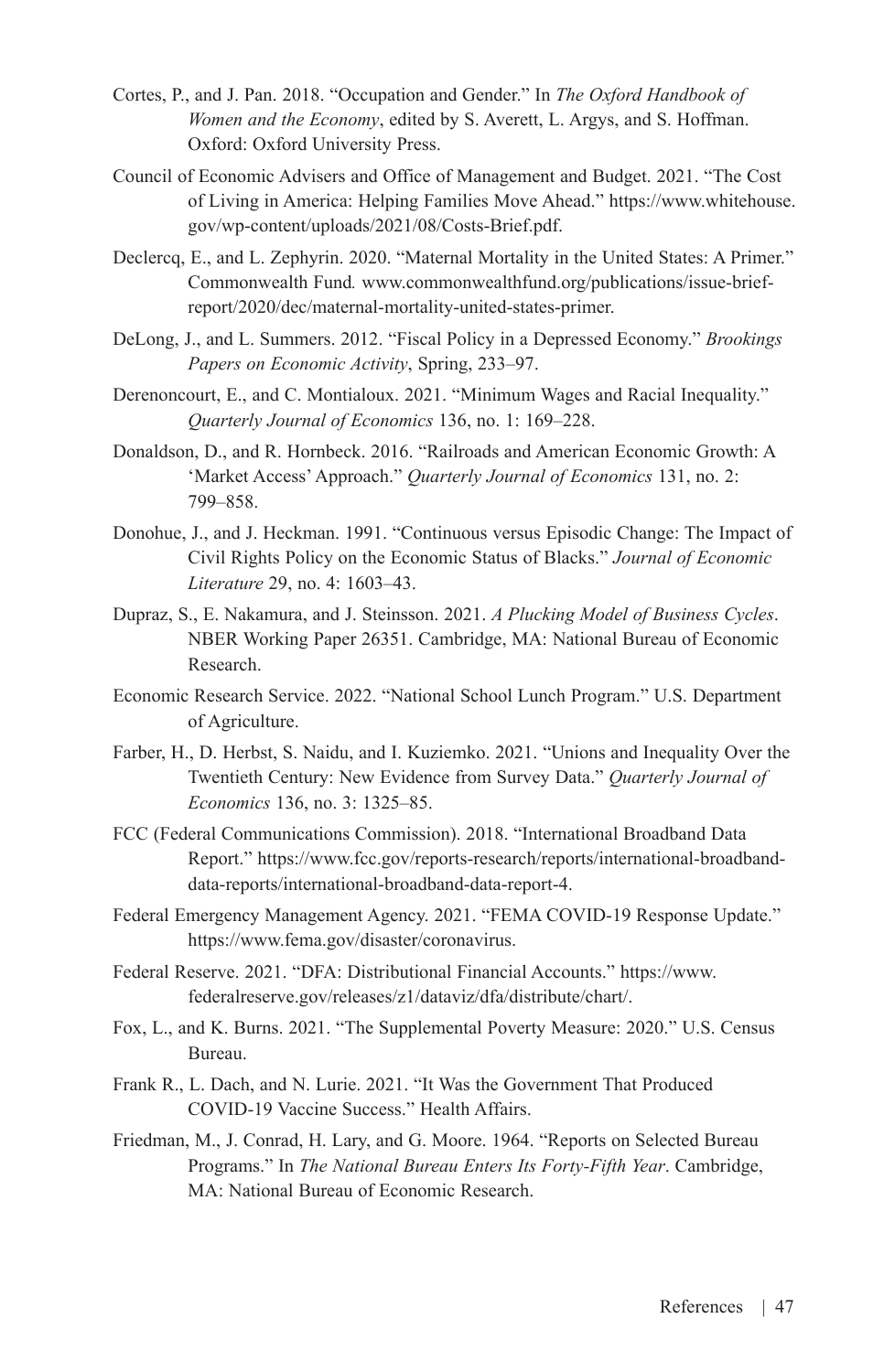Cortes, P., and J. Pan. 2018. "Occupation and Gender." In *The Oxford Handbook of Women and the Economy*, edited by S. Averett, L. Argys, and S. Hoffman. Oxford: Oxford University Press.

Council of Economic Advisers and Office of Management and Budget. 2021. "The Cost of Living in America: Helping Families Move Ahead." https://www.whitehouse.gov/wp-content/uploads/2021/08/Costs-Brief.pdf.

Declercq, E., and L. Zephyrin. 2020. "Maternal Mortality in the United States: A Primer." Commonwealth Fund*.* www.commonwealthfund.org/publications/issue-brief-report/2020/dec/maternal-mortality-united-states-primer.

DeLong, J., and L. Summers. 2012. "Fiscal Policy in a Depressed Economy." *Brookings Papers on Economic Activity*, Spring, 233–97.

Derenoncourt, E., and C. Montialoux. 2021. "Minimum Wages and Racial Inequality." *Quarterly Journal of Economics* 136, no. 1: 169–228.

Donaldson, D., and R. Hornbeck. 2016. "Railroads and American Economic Growth: A 'Market Access' Approach." *Quarterly Journal of Economics* 131, no. 2: 799–858.

Donohue, J., and J. Heckman. 1991. "Continuous versus Episodic Change: The Impact of Civil Rights Policy on the Economic Status of Blacks." *Journal of Economic Literature* 29, no. 4: 1603–43.

Dupraz, S., E. Nakamura, and J. Steinsson. 2021. *A Plucking Model of Business Cycles*. NBER Working Paper 26351. Cambridge, MA: National Bureau of Economic Research.

Economic Research Service. 2022. "National School Lunch Program." U.S. Department of Agriculture.

Farber, H., D. Herbst, S. Naidu, and I. Kuziemko. 2021. "Unions and Inequality Over the Twentieth Century: New Evidence from Survey Data." *Quarterly Journal of Economics* 136, no. 3: 1325–85.

FCC (Federal Communications Commission). 2018. "International Broadband Data Report." https://www.fcc.gov/reports-research/reports/international-broadband-data-reports/international-broadband-data-report-4.

Federal Emergency Management Agency. 2021. "FEMA COVID-19 Response Update." https://www.fema.gov/disaster/coronavirus.

Federal Reserve. 2021. "DFA: Distributional Financial Accounts." https://www.federalreserve.gov/releases/z1/dataviz/dfa/distribute/chart/.

Fox, L., and K. Burns. 2021. "The Supplemental Poverty Measure: 2020." U.S. Census Bureau.

Frank R., L. Dach, and N. Lurie. 2021. "It Was the Government That Produced COVID-19 Vaccine Success." Health Affairs.

Friedman, M., J. Conrad, H. Lary, and G. Moore. 1964. "Reports on Selected Bureau Programs." In *The National Bureau Enters Its Forty-Fifth Year*. Cambridge, MA: National Bureau of Economic Research.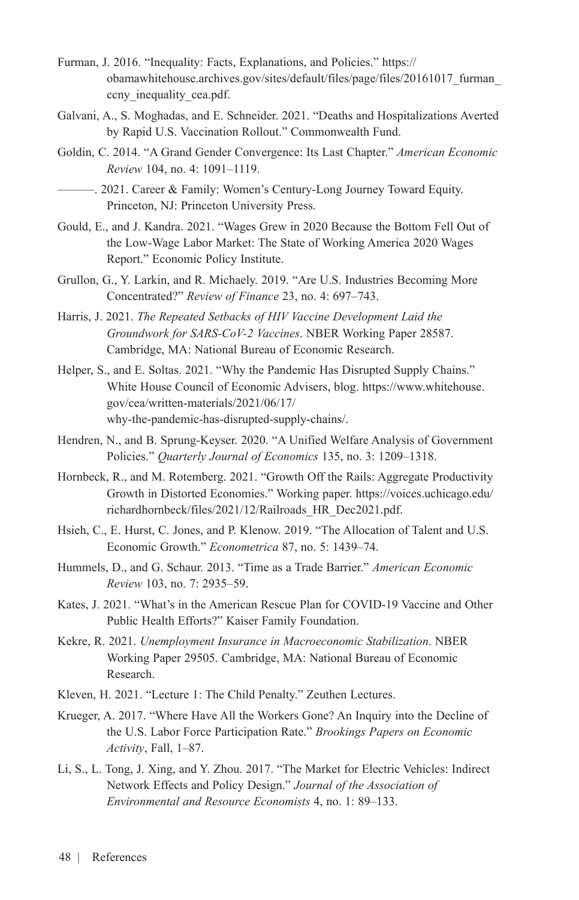Furman, J. 2016. "Inequality: Facts, Explanations, and Policies." https://obamawhitehouse.archives.gov/sites/default/files/page/files/20161017_furman_ccny_inequality_cea.pdf.

Galvani, A., S. Moghadas, and E. Schneider. 2021. "Deaths and Hospitalizations Averted by Rapid U.S. Vaccination Rollout." Commonwealth Fund.

Goldin, C. 2014. "A Grand Gender Convergence: Its Last Chapter." *American Economic Review* 104, no. 4: 1091–1119.

———. 2021. Career & Family: Women's Century-Long Journey Toward Equity. Princeton, NJ: Princeton University Press.

Gould, E., and J. Kandra. 2021. "Wages Grew in 2020 Because the Bottom Fell Out of the Low-Wage Labor Market: The State of Working America 2020 Wages Report." Economic Policy Institute.

Grullon, G., Y. Larkin, and R. Michaely. 2019. "Are U.S. Industries Becoming More Concentrated?" *Review of Finance* 23, no. 4: 697–743.

Harris, J. 2021. *The Repeated Setbacks of HIV Vaccine Development Laid the Groundwork for SARS-CoV-2 Vaccines*. NBER Working Paper 28587. Cambridge, MA: National Bureau of Economic Research.

Helper, S., and E. Soltas. 2021. "Why the Pandemic Has Disrupted Supply Chains." White House Council of Economic Advisers, blog. https://www.whitehouse.gov/cea/written-materials/2021/06/17/why-the-pandemic-has-disrupted-supply-chains/.

Hendren, N., and B. Sprung-Keyser. 2020. "A Unified Welfare Analysis of Government Policies." *Quarterly Journal of Economics* 135, no. 3: 1209–1318.

Hornbeck, R., and M. Rotemberg. 2021. "Growth Off the Rails: Aggregate Productivity Growth in Distorted Economies." Working paper. https://voices.uchicago.edu/richardhornbeck/files/2021/12/Railroads_HR_Dec2021.pdf.

Hsieh, C., E. Hurst, C. Jones, and P. Klenow. 2019. "The Allocation of Talent and U.S. Economic Growth." *Econometrica* 87, no. 5: 1439–74.

Hummels, D., and G. Schaur. 2013. "Time as a Trade Barrier." *American Economic Review* 103, no. 7: 2935–59.

Kates, J. 2021. "What's in the American Rescue Plan for COVID-19 Vaccine and Other Public Health Efforts?" Kaiser Family Foundation.

Kekre, R. 2021. *Unemployment Insurance in Macroeconomic Stabilization*. NBER Working Paper 29505. Cambridge, MA: National Bureau of Economic Research.

Kleven, H. 2021. "Lecture 1: The Child Penalty." Zeuthen Lectures.

Krueger, A. 2017. "Where Have All the Workers Gone? An Inquiry into the Decline of the U.S. Labor Force Participation Rate." *Brookings Papers on Economic Activity*, Fall, 1–87.

Li, S., L. Tong, J. Xing, and Y. Zhou. 2017. "The Market for Electric Vehicles: Indirect Network Effects and Policy Design." *Journal of the Association of Environmental and Resource Economists* 4, no. 1: 89–133.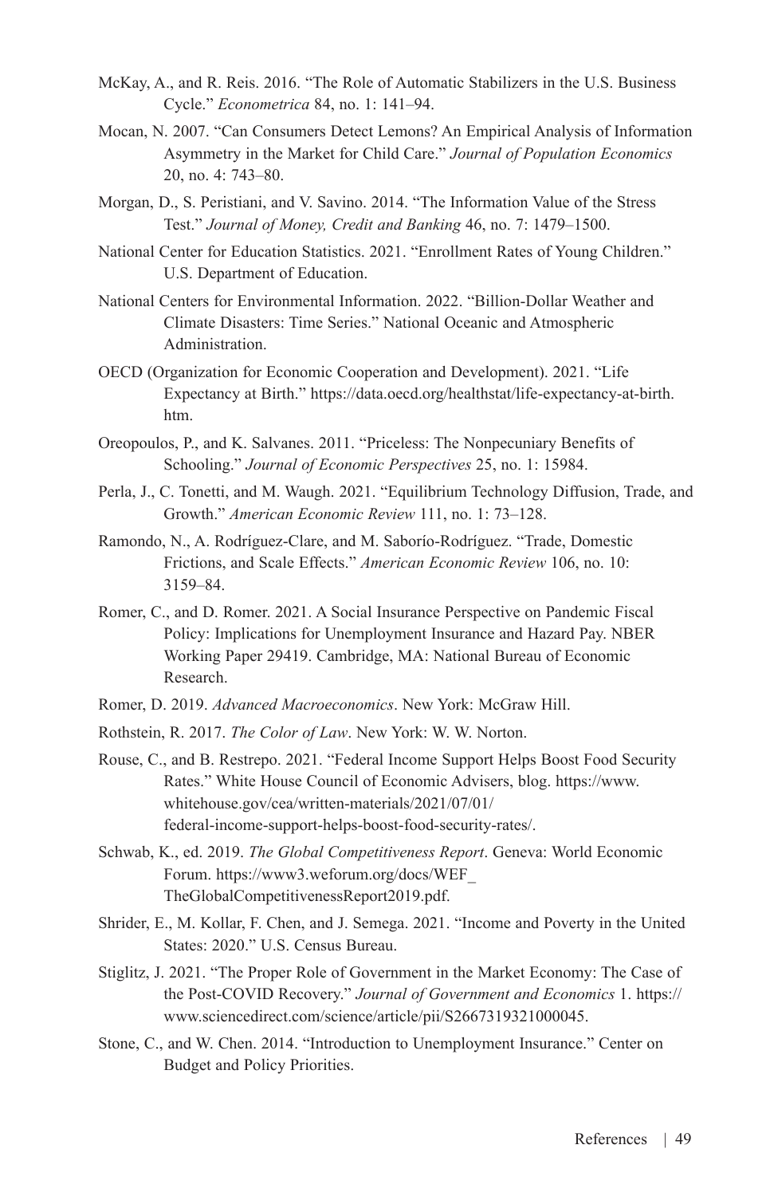McKay, A., and R. Reis. 2016. "The Role of Automatic Stabilizers in the U.S. Business Cycle." *Econometrica* 84, no. 1: 141–94.

Mocan, N. 2007. "Can Consumers Detect Lemons? An Empirical Analysis of Information Asymmetry in the Market for Child Care." *Journal of Population Economics* 20, no. 4: 743–80.

Morgan, D., S. Peristiani, and V. Savino. 2014. "The Information Value of the Stress Test." *Journal of Money, Credit and Banking* 46, no. 7: 1479–1500.

National Center for Education Statistics. 2021. "Enrollment Rates of Young Children." U.S. Department of Education.

National Centers for Environmental Information. 2022. "Billion-Dollar Weather and Climate Disasters: Time Series." National Oceanic and Atmospheric Administration.

OECD (Organization for Economic Cooperation and Development). 2021. "Life Expectancy at Birth." https://data.oecd.org/healthstat/life-expectancy-at-birth.htm.

Oreopoulos, P., and K. Salvanes. 2011. "Priceless: The Nonpecuniary Benefits of Schooling." *Journal of Economic Perspectives* 25, no. 1: 15984.

Perla, J., C. Tonetti, and M. Waugh. 2021. "Equilibrium Technology Diffusion, Trade, and Growth." *American Economic Review* 111, no. 1: 73–128.

Ramondo, N., A. Rodríguez-Clare, and M. Saborío-Rodríguez. "Trade, Domestic Frictions, and Scale Effects." *American Economic Review* 106, no. 10: 3159–84.

Romer, C., and D. Romer. 2021. A Social Insurance Perspective on Pandemic Fiscal Policy: Implications for Unemployment Insurance and Hazard Pay. NBER Working Paper 29419. Cambridge, MA: National Bureau of Economic Research.

Romer, D. 2019. *Advanced Macroeconomics*. New York: McGraw Hill.

Rothstein, R. 2017. *The Color of Law*. New York: W. W. Norton.

Rouse, C., and B. Restrepo. 2021. "Federal Income Support Helps Boost Food Security Rates." White House Council of Economic Advisers, blog. https://www.whitehouse.gov/cea/written-materials/2021/07/01/federal-income-support-helps-boost-food-security-rates/.

Schwab, K., ed. 2019. *The Global Competitiveness Report*. Geneva: World Economic Forum. https://www3.weforum.org/docs/WEF_TheGlobalCompetitivenessReport2019.pdf.

Shrider, E., M. Kollar, F. Chen, and J. Semega. 2021. "Income and Poverty in the United States: 2020." U.S. Census Bureau.

Stiglitz, J. 2021. "The Proper Role of Government in the Market Economy: The Case of the Post-COVID Recovery." *Journal of Government and Economics* 1. https://www.sciencedirect.com/science/article/pii/S2667319321000045.

Stone, C., and W. Chen. 2014. "Introduction to Unemployment Insurance." Center on Budget and Policy Priorities.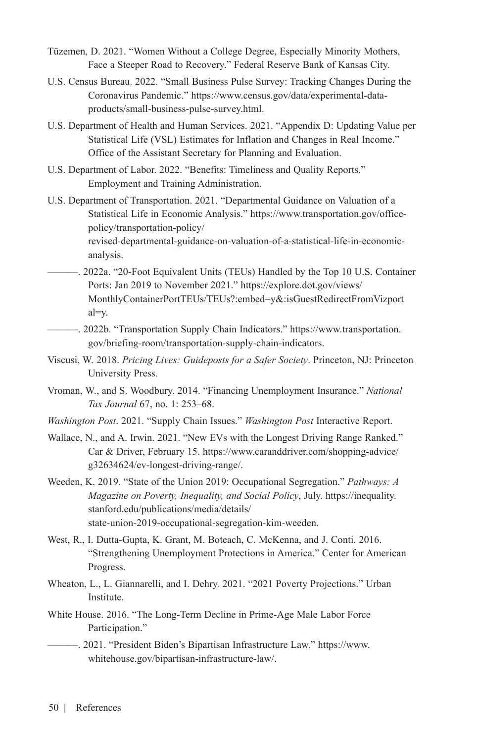Tüzemen, D. 2021. “Women Without a College Degree, Especially Minority Mothers, Face a Steeper Road to Recovery.” Federal Reserve Bank of Kansas City.

U.S. Census Bureau. 2022. “Small Business Pulse Survey: Tracking Changes During the Coronavirus Pandemic.” https://www.census.gov/data/experimental-data-products/small-business-pulse-survey.html.

U.S. Department of Health and Human Services. 2021. “Appendix D: Updating Value per Statistical Life (VSL) Estimates for Inflation and Changes in Real Income.” Office of the Assistant Secretary for Planning and Evaluation.

U.S. Department of Labor. 2022. “Benefits: Timeliness and Quality Reports.” Employment and Training Administration.

U.S. Department of Transportation. 2021. “Departmental Guidance on Valuation of a Statistical Life in Economic Analysis.” https://www.transportation.gov/office-policy/transportation-policy/revised-departmental-guidance-on-valuation-of-a-statistical-life-in-economic-analysis.

———. 2022a. “20-Foot Equivalent Units (TEUs) Handled by the Top 10 U.S. Container Ports: Jan 2019 to November 2021.” https://explore.dot.gov/views/MonthlyContainerPortTEUs/TEUs?:embed=y&:isGuestRedirectFromVizportal=y.

———. 2022b. “Transportation Supply Chain Indicators.” https://www.transportation.gov/briefing-room/transportation-supply-chain-indicators.

Viscusi, W. 2018. *Pricing Lives: Guideposts for a Safer Society*. Princeton, NJ: Princeton University Press.

Vroman, W., and S. Woodbury. 2014. “Financing Unemployment Insurance.” *National Tax Journal* 67, no. 1: 253–68.

*Washington Post*. 2021. “Supply Chain Issues.” *Washington Post* Interactive Report.

Wallace, N., and A. Irwin. 2021. “New EVs with the Longest Driving Range Ranked.” Car & Driver, February 15. https://www.caranddriver.com/shopping-advice/g32634624/ev-longest-driving-range/.

Weeden, K. 2019. “State of the Union 2019: Occupational Segregation.” *Pathways: A Magazine on Poverty, Inequality, and Social Policy*, July. https://inequality.stanford.edu/publications/media/details/state-union-2019-occupational-segregation-kim-weeden.

West, R., I. Dutta-Gupta, K. Grant, M. Boteach, C. McKenna, and J. Conti. 2016. “Strengthening Unemployment Protections in America.” Center for American Progress.

Wheaton, L., L. Giannarelli, and I. Dehry. 2021. “2021 Poverty Projections.” Urban Institute.

White House. 2016. “The Long-Term Decline in Prime-Age Male Labor Force Participation.”

———. 2021. “President Biden’s Bipartisan Infrastructure Law.” https://www.whitehouse.gov/bipartisan-infrastructure-law/.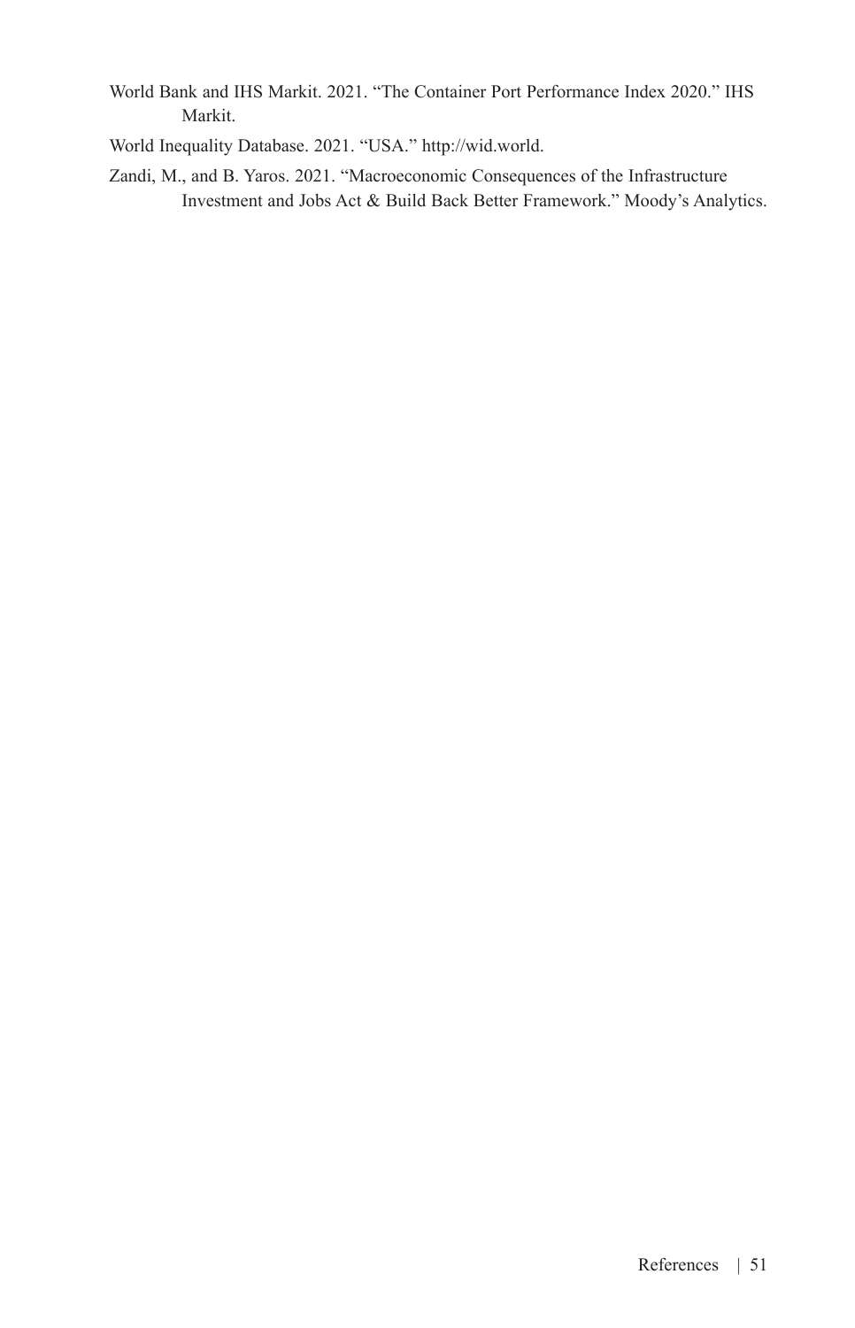World Bank and IHS Markit. 2021. “The Container Port Performance Index 2020.” IHS Markit.

World Inequality Database. 2021. “USA.” http://wid.world.

Zandi, M., and B. Yaros. 2021. “Macroeconomic Consequences of the Infrastructure Investment and Jobs Act & Build Back Better Framework.” Moody’s Analytics.